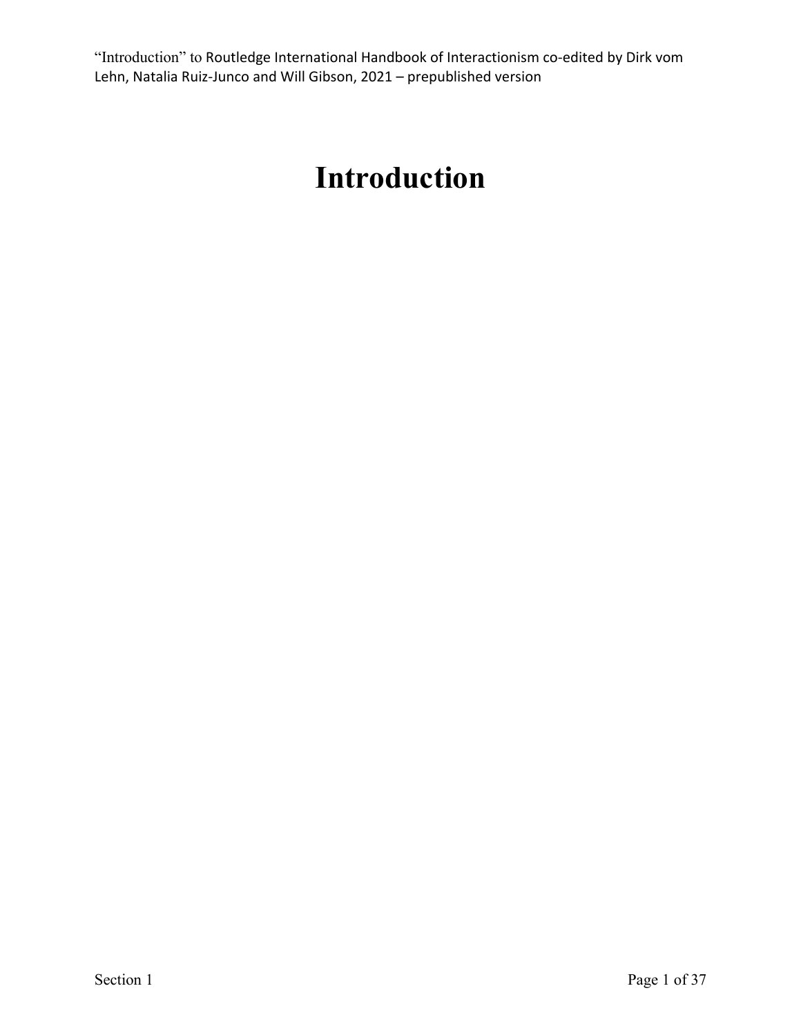# Introduction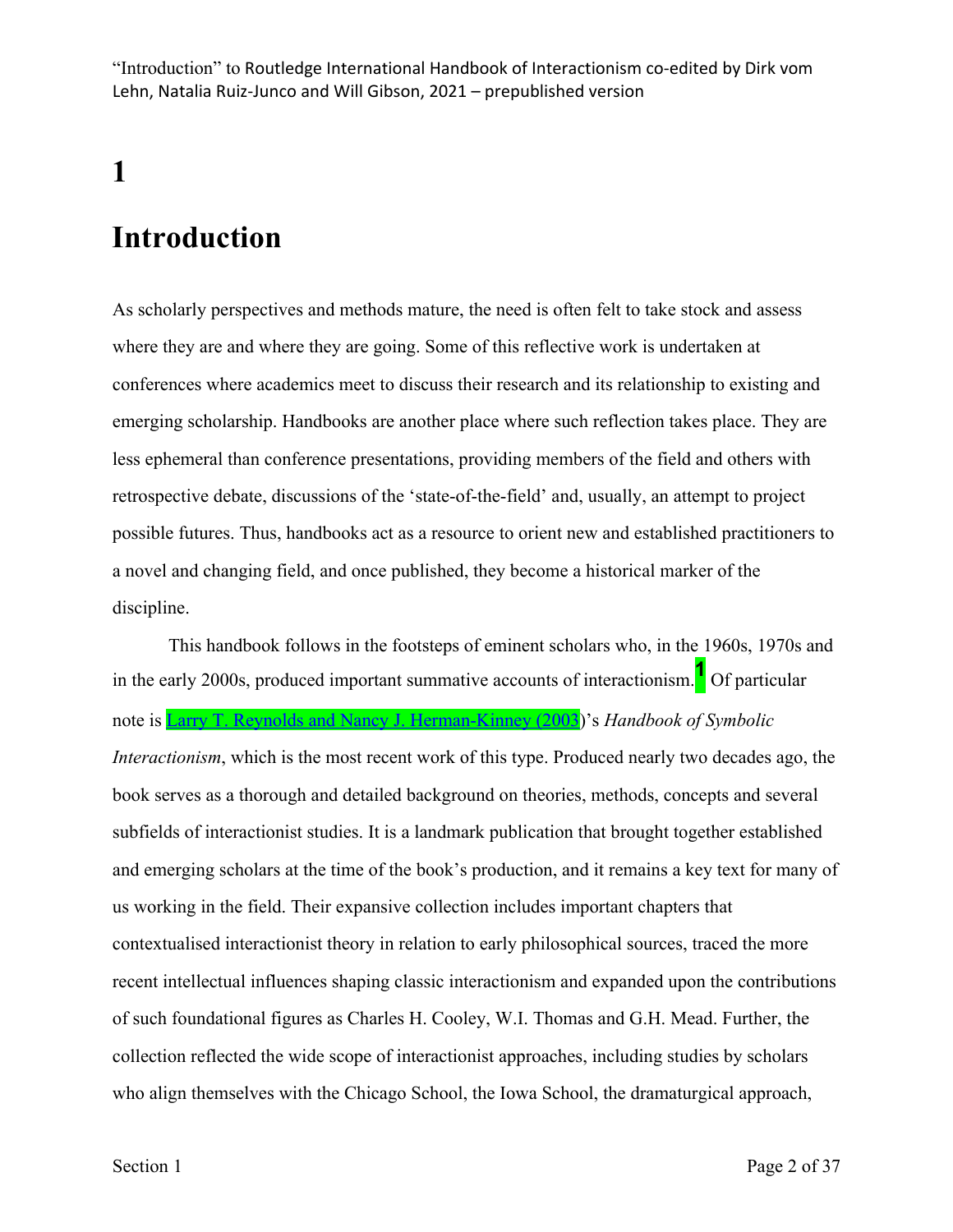# 1

# Introduction

As scholarly perspectives and methods mature, the need is often felt to take stock and assess where they are and where they are going. Some of this reflective work is undertaken at conferences where academics meet to discuss their research and its relationship to existing and emerging scholarship. Handbooks are another place where such reflection takes place. They are less ephemeral than conference presentations, providing members of the field and others with retrospective debate, discussions of the 'state-of-the-field' and, usually, an attempt to project possible futures. Thus, handbooks act as a resource to orient new and established practitioners to a novel and changing field, and once published, they become a historical marker of the discipline.

This handbook follows in the footsteps of eminent scholars who, in the 1960s, 1970s and in the early 2000s, produced important summative accounts of interactionism.[1] Of particular note is Larry T. Reynolds and Nancy J. Herman-Kinney (2003)'s *Handbook of Symbolic Interactionism*, which is the most recent work of this type. Produced nearly two decades ago, the book serves as a thorough and detailed background on theories, methods, concepts and several subfields of interactionist studies. It is a landmark publication that brought together established and emerging scholars at the time of the book's production, and it remains a key text for many of us working in the field. Their expansive collection includes important chapters that contextualised interactionist theory in relation to early philosophical sources, traced the more recent intellectual influences shaping classic interactionism and expanded upon the contributions of such foundational figures as Charles H. Cooley, W.I. Thomas and G.H. Mead. Further, the collection reflected the wide scope of interactionist approaches, including studies by scholars who align themselves with the Chicago School, the Iowa School, the dramaturgical approach,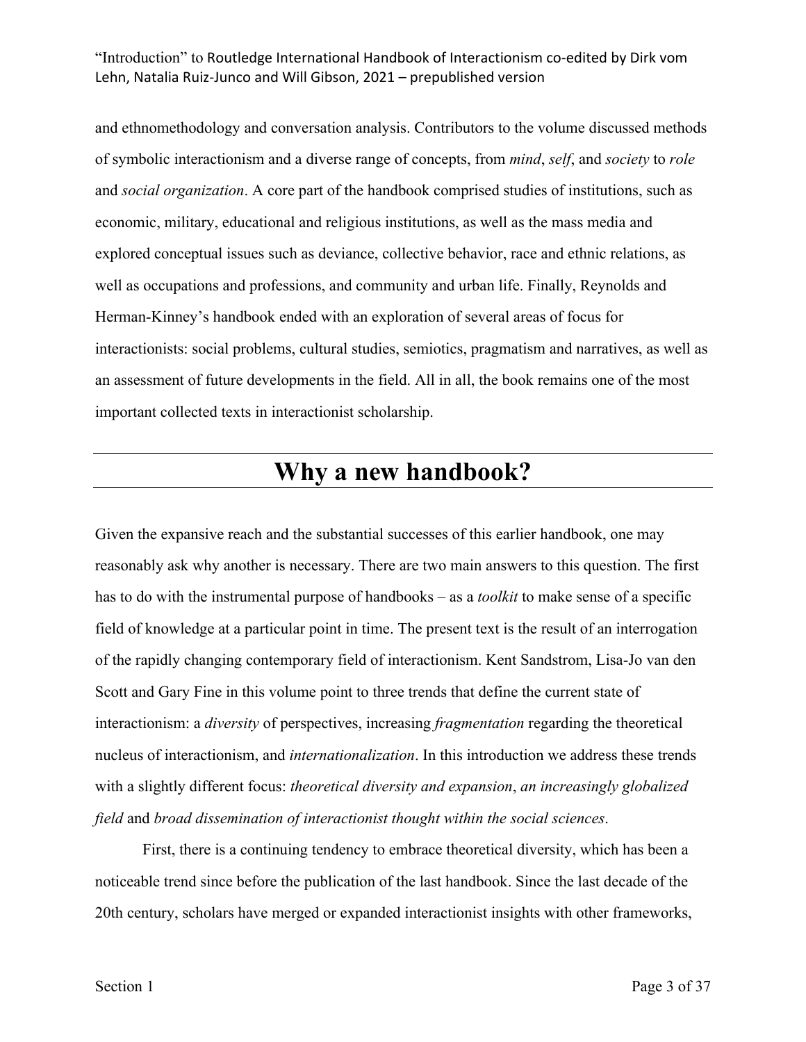and ethnomethodology and conversation analysis. Contributors to the volume discussed methods of symbolic interactionism and a diverse range of concepts, from *mind*, *self*, and *society* to *role* and *social organization*. A core part of the handbook comprised studies of institutions, such as economic, military, educational and religious institutions, as well as the mass media and explored conceptual issues such as deviance, collective behavior, race and ethnic relations, as well as occupations and professions, and community and urban life. Finally, Reynolds and Herman-Kinney's handbook ended with an exploration of several areas of focus for interactionists: social problems, cultural studies, semiotics, pragmatism and narratives, as well as an assessment of future developments in the field. All in all, the book remains one of the most important collected texts in interactionist scholarship.

# Why a new handbook?

Given the expansive reach and the substantial successes of this earlier handbook, one may reasonably ask why another is necessary. There are two main answers to this question. The first has to do with the instrumental purpose of handbooks – as a *toolkit* to make sense of a specific field of knowledge at a particular point in time. The present text is the result of an interrogation of the rapidly changing contemporary field of interactionism. Kent Sandstrom, Lisa-Jo van den Scott and Gary Fine in this volume point to three trends that define the current state of interactionism: a *diversity* of perspectives, increasing *fragmentation* regarding the theoretical nucleus of interactionism, and *internationalization*. In this introduction we address these trends with a slightly different focus: *theoretical diversity and expansion*, *an increasingly globalized field* and *broad dissemination of interactionist thought within the social sciences*.

First, there is a continuing tendency to embrace theoretical diversity, which has been a noticeable trend since before the publication of the last handbook. Since the last decade of the 20th century, scholars have merged or expanded interactionist insights with other frameworks,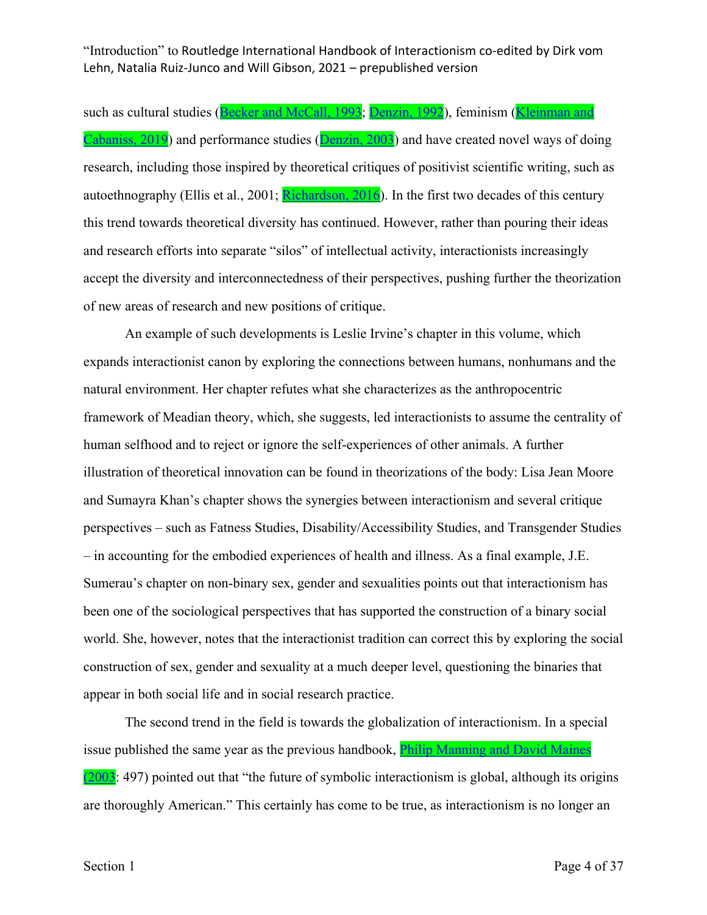such as cultural studies (Becker and McCall, 1993; Denzin, 1992), feminism (Kleinman and Cabaniss, 2019) and performance studies (Denzin, 2003) and have created novel ways of doing research, including those inspired by theoretical critiques of positivist scientific writing, such as autoethnography (Ellis et al., 2001; Richardson, 2016). In the first two decades of this century this trend towards theoretical diversity has continued. However, rather than pouring their ideas and research efforts into separate "silos" of intellectual activity, interactionists increasingly accept the diversity and interconnectedness of their perspectives, pushing further the theorization of new areas of research and new positions of critique.

An example of such developments is Leslie Irvine's chapter in this volume, which expands interactionist canon by exploring the connections between humans, nonhumans and the natural environment. Her chapter refutes what she characterizes as the anthropocentric framework of Meadian theory, which, she suggests, led interactionists to assume the centrality of human selfhood and to reject or ignore the self-experiences of other animals. A further illustration of theoretical innovation can be found in theorizations of the body: Lisa Jean Moore and Sumayra Khan's chapter shows the synergies between interactionism and several critique perspectives – such as Fatness Studies, Disability/Accessibility Studies, and Transgender Studies – in accounting for the embodied experiences of health and illness. As a final example, J.E. Sumerau's chapter on non-binary sex, gender and sexualities points out that interactionism has been one of the sociological perspectives that has supported the construction of a binary social world. She, however, notes that the interactionist tradition can correct this by exploring the social construction of sex, gender and sexuality at a much deeper level, questioning the binaries that appear in both social life and in social research practice.

The second trend in the field is towards the globalization of interactionism. In a special issue published the same year as the previous handbook, Philip Manning and David Maines (2003: 497) pointed out that "the future of symbolic interactionism is global, although its origins are thoroughly American." This certainly has come to be true, as interactionism is no longer an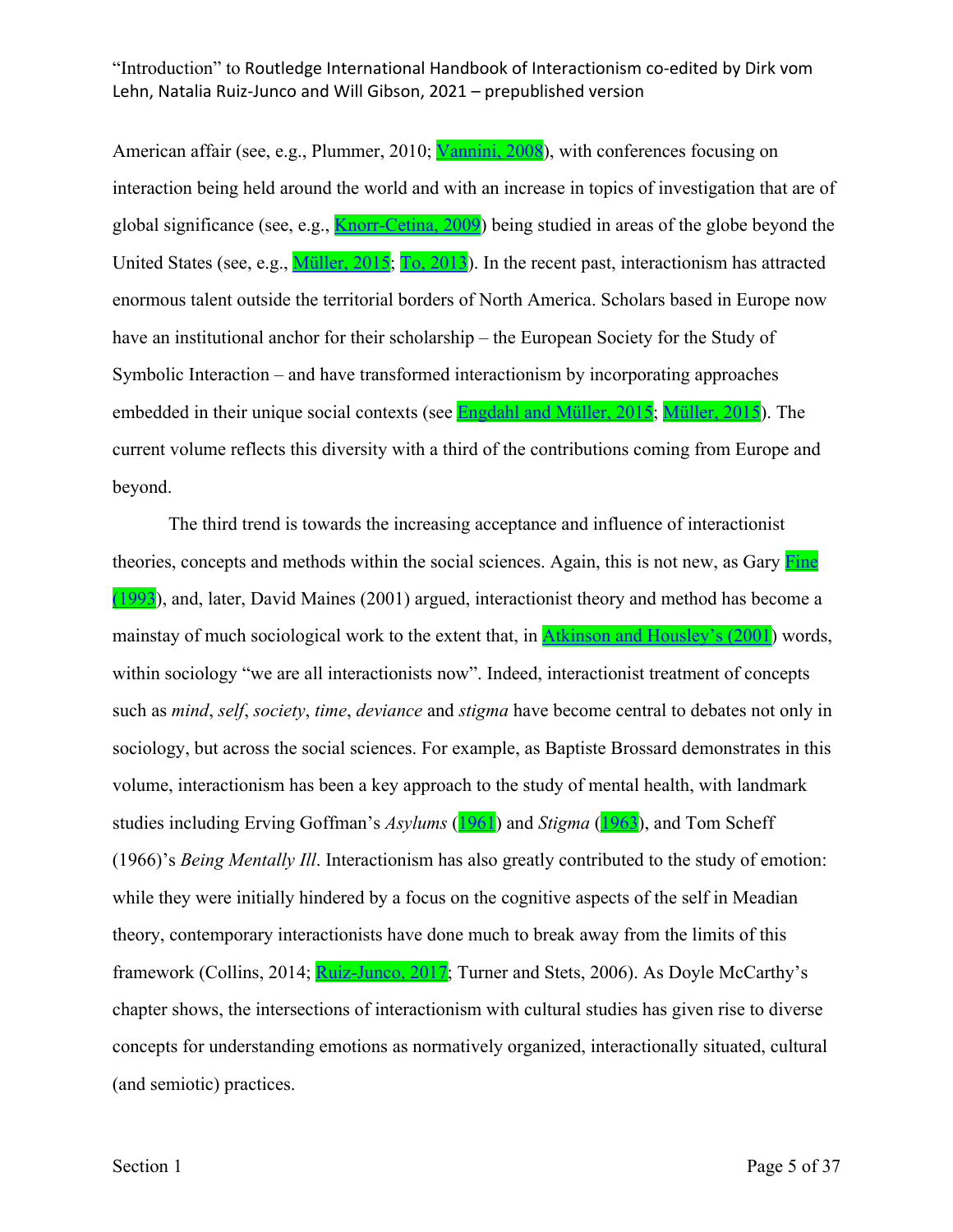American affair (see, e.g., Plummer, 2010; Vannini, 2008), with conferences focusing on interaction being held around the world and with an increase in topics of investigation that are of global significance (see, e.g., Knorr-Cetina, 2009) being studied in areas of the globe beyond the United States (see, e.g., Müller, 2015; To, 2013). In the recent past, interactionism has attracted enormous talent outside the territorial borders of North America. Scholars based in Europe now have an institutional anchor for their scholarship – the European Society for the Study of Symbolic Interaction – and have transformed interactionism by incorporating approaches embedded in their unique social contexts (see Engdahl and Müller, 2015; Müller, 2015). The current volume reflects this diversity with a third of the contributions coming from Europe and beyond.

The third trend is towards the increasing acceptance and influence of interactionist theories, concepts and methods within the social sciences. Again, this is not new, as Gary Fine (1993), and, later, David Maines (2001) argued, interactionist theory and method has become a mainstay of much sociological work to the extent that, in Atkinson and Housley's (2001) words, within sociology "we are all interactionists now". Indeed, interactionist treatment of concepts such as *mind*, *self*, *society*, *time*, *deviance* and *stigma* have become central to debates not only in sociology, but across the social sciences. For example, as Baptiste Brossard demonstrates in this volume, interactionism has been a key approach to the study of mental health, with landmark studies including Erving Goffman's *Asylums* (1961) and *Stigma* (1963), and Tom Scheff (1966)'s *Being Mentally Ill*. Interactionism has also greatly contributed to the study of emotion: while they were initially hindered by a focus on the cognitive aspects of the self in Meadian theory, contemporary interactionists have done much to break away from the limits of this framework (Collins, 2014; Ruiz-Junco, 2017; Turner and Stets, 2006). As Doyle McCarthy's chapter shows, the intersections of interactionism with cultural studies has given rise to diverse concepts for understanding emotions as normatively organized, interactionally situated, cultural (and semiotic) practices.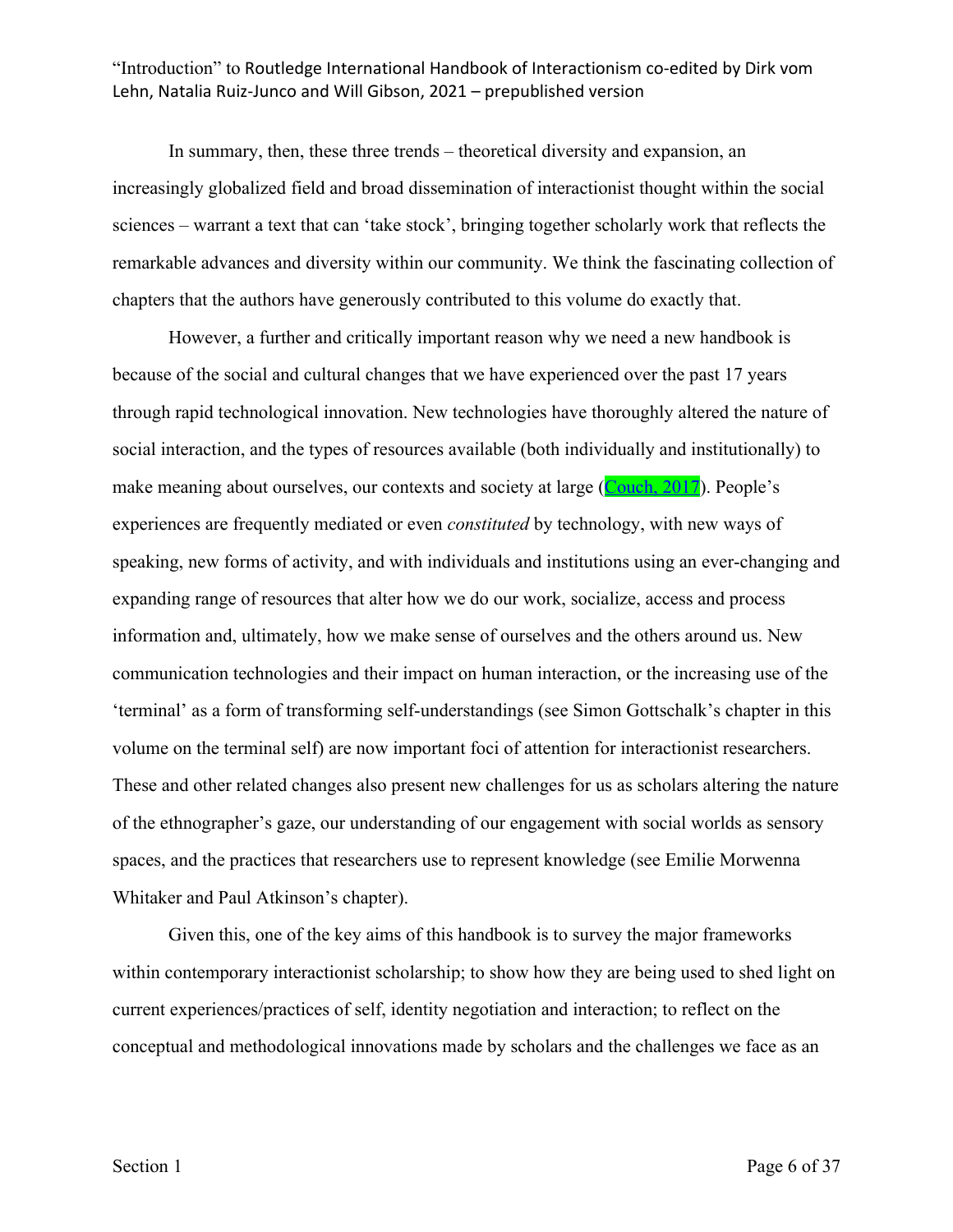In summary, then, these three trends – theoretical diversity and expansion, an increasingly globalized field and broad dissemination of interactionist thought within the social sciences – warrant a text that can 'take stock', bringing together scholarly work that reflects the remarkable advances and diversity within our community. We think the fascinating collection of chapters that the authors have generously contributed to this volume do exactly that.

However, a further and critically important reason why we need a new handbook is because of the social and cultural changes that we have experienced over the past 17 years through rapid technological innovation. New technologies have thoroughly altered the nature of social interaction, and the types of resources available (both individually and institutionally) to make meaning about ourselves, our contexts and society at large (Couch, 2017). People's experiences are frequently mediated or even *constituted* by technology, with new ways of speaking, new forms of activity, and with individuals and institutions using an ever-changing and expanding range of resources that alter how we do our work, socialize, access and process information and, ultimately, how we make sense of ourselves and the others around us. New communication technologies and their impact on human interaction, or the increasing use of the 'terminal' as a form of transforming self-understandings (see Simon Gottschalk's chapter in this volume on the terminal self) are now important foci of attention for interactionist researchers. These and other related changes also present new challenges for us as scholars altering the nature of the ethnographer's gaze, our understanding of our engagement with social worlds as sensory spaces, and the practices that researchers use to represent knowledge (see Emilie Morwenna Whitaker and Paul Atkinson's chapter).

Given this, one of the key aims of this handbook is to survey the major frameworks within contemporary interactionist scholarship; to show how they are being used to shed light on current experiences/practices of self, identity negotiation and interaction; to reflect on the conceptual and methodological innovations made by scholars and the challenges we face as an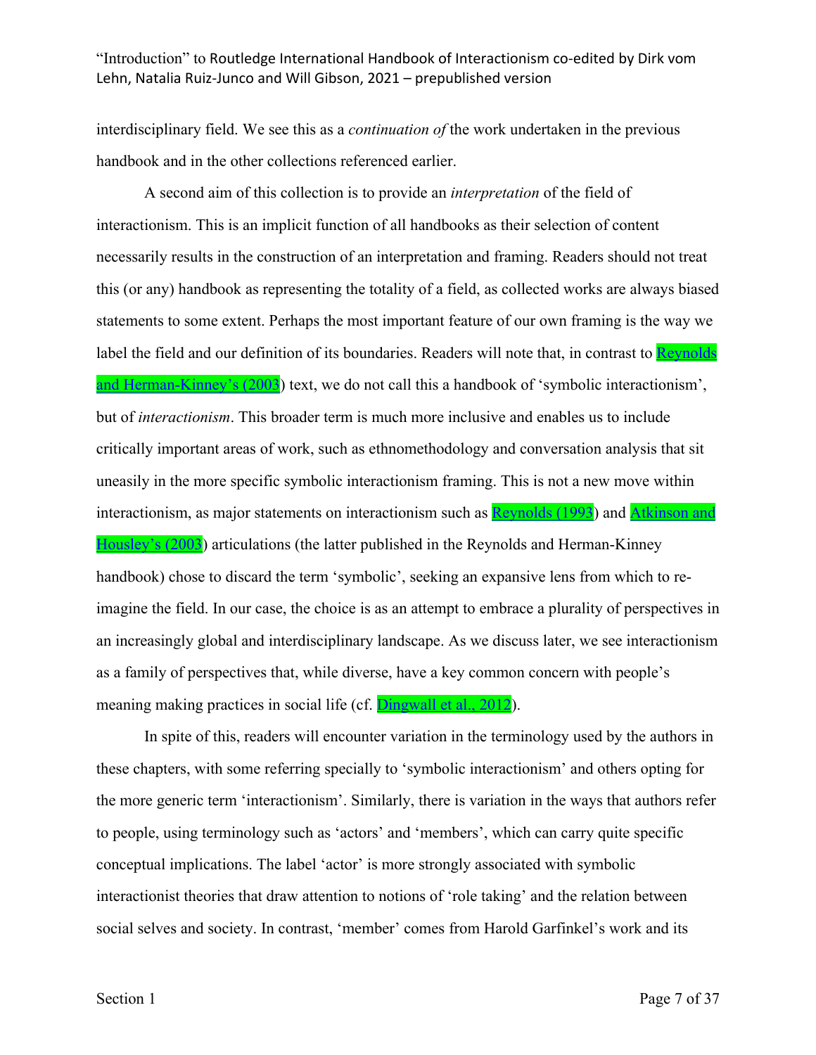interdisciplinary field. We see this as a *continuation of* the work undertaken in the previous handbook and in the other collections referenced earlier.

A second aim of this collection is to provide an *interpretation* of the field of interactionism. This is an implicit function of all handbooks as their selection of content necessarily results in the construction of an interpretation and framing. Readers should not treat this (or any) handbook as representing the totality of a field, as collected works are always biased statements to some extent. Perhaps the most important feature of our own framing is the way we label the field and our definition of its boundaries. Readers will note that, in contrast to Reynolds and Herman-Kinney's (2003) text, we do not call this a handbook of 'symbolic interactionism', but of *interactionism*. This broader term is much more inclusive and enables us to include critically important areas of work, such as ethnomethodology and conversation analysis that sit uneasily in the more specific symbolic interactionism framing. This is not a new move within interactionism, as major statements on interactionism such as Reynolds (1993) and Atkinson and Housley's (2003) articulations (the latter published in the Reynolds and Herman-Kinney handbook) chose to discard the term 'symbolic', seeking an expansive lens from which to re-imagine the field. In our case, the choice is as an attempt to embrace a plurality of perspectives in an increasingly global and interdisciplinary landscape. As we discuss later, we see interactionism as a family of perspectives that, while diverse, have a key common concern with people's meaning making practices in social life (cf. Dingwall et al., 2012).

In spite of this, readers will encounter variation in the terminology used by the authors in these chapters, with some referring specially to 'symbolic interactionism' and others opting for the more generic term 'interactionism'. Similarly, there is variation in the ways that authors refer to people, using terminology such as 'actors' and 'members', which can carry quite specific conceptual implications. The label 'actor' is more strongly associated with symbolic interactionist theories that draw attention to notions of 'role taking' and the relation between social selves and society. In contrast, 'member' comes from Harold Garfinkel's work and its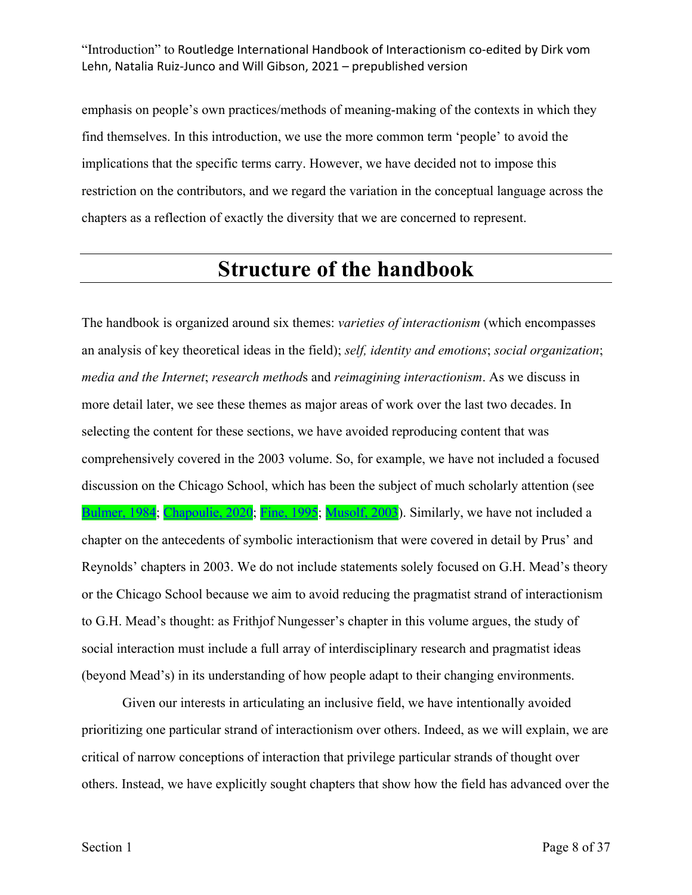emphasis on people's own practices/methods of meaning-making of the contexts in which they find themselves. In this introduction, we use the more common term 'people' to avoid the implications that the specific terms carry. However, we have decided not to impose this restriction on the contributors, and we regard the variation in the conceptual language across the chapters as a reflection of exactly the diversity that we are concerned to represent.

# Structure of the handbook

The handbook is organized around six themes: *varieties of interactionism* (which encompasses an analysis of key theoretical ideas in the field); *self, identity and emotions*; *social organization*; *media and the Internet*; *research method*s and *reimagining interactionism*. As we discuss in more detail later, we see these themes as major areas of work over the last two decades. In selecting the content for these sections, we have avoided reproducing content that was comprehensively covered in the 2003 volume. So, for example, we have not included a focused discussion on the Chicago School, which has been the subject of much scholarly attention (see Bulmer, 1984; Chapoulie, 2020; Fine, 1995; Musolf, 2003). Similarly, we have not included a chapter on the antecedents of symbolic interactionism that were covered in detail by Prus' and Reynolds' chapters in 2003. We do not include statements solely focused on G.H. Mead's theory or the Chicago School because we aim to avoid reducing the pragmatist strand of interactionism to G.H. Mead's thought: as Frithjof Nungesser's chapter in this volume argues, the study of social interaction must include a full array of interdisciplinary research and pragmatist ideas (beyond Mead's) in its understanding of how people adapt to their changing environments.

Given our interests in articulating an inclusive field, we have intentionally avoided prioritizing one particular strand of interactionism over others. Indeed, as we will explain, we are critical of narrow conceptions of interaction that privilege particular strands of thought over others. Instead, we have explicitly sought chapters that show how the field has advanced over the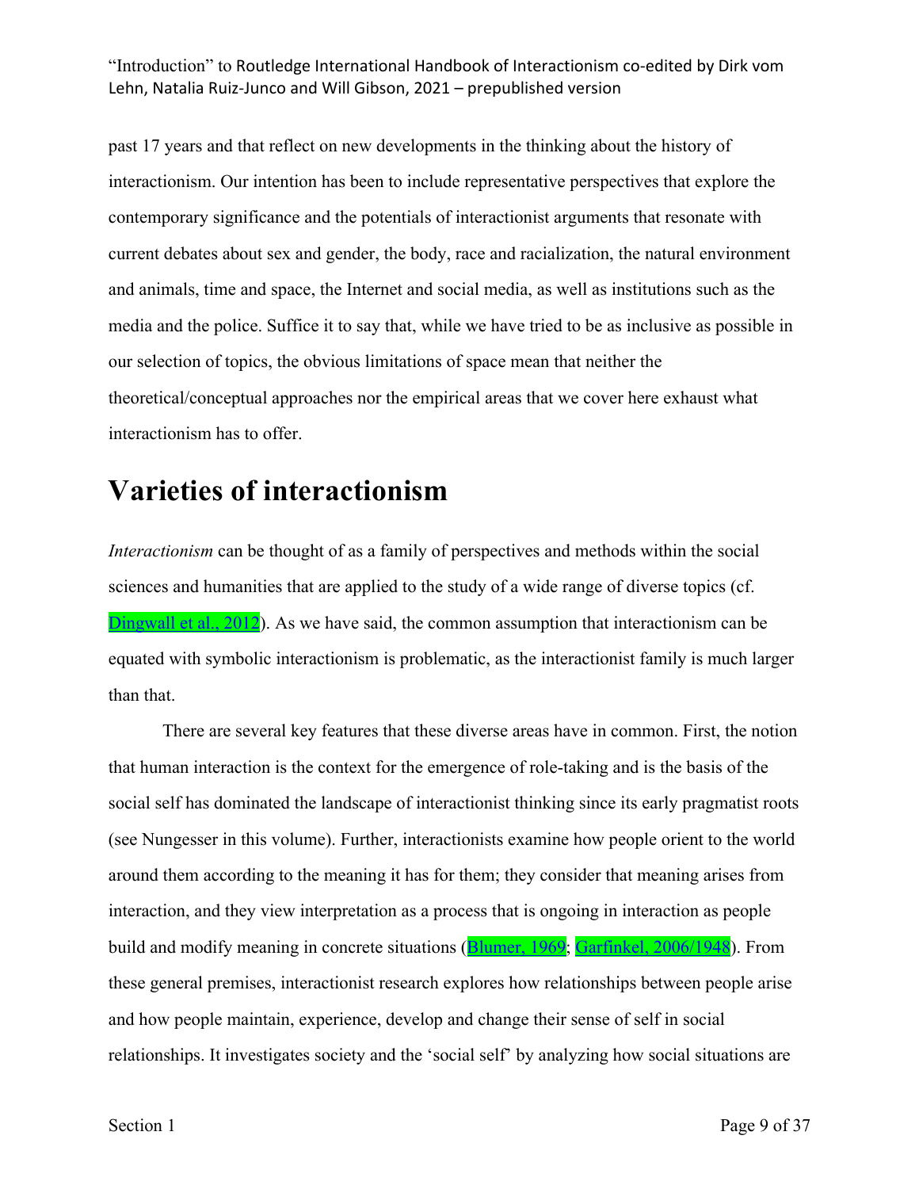past 17 years and that reflect on new developments in the thinking about the history of interactionism. Our intention has been to include representative perspectives that explore the contemporary significance and the potentials of interactionist arguments that resonate with current debates about sex and gender, the body, race and racialization, the natural environment and animals, time and space, the Internet and social media, as well as institutions such as the media and the police. Suffice it to say that, while we have tried to be as inclusive as possible in our selection of topics, the obvious limitations of space mean that neither the theoretical/conceptual approaches nor the empirical areas that we cover here exhaust what interactionism has to offer.

# Varieties of interactionism

*Interactionism* can be thought of as a family of perspectives and methods within the social sciences and humanities that are applied to the study of a wide range of diverse topics (cf. Dingwall et al., 2012). As we have said, the common assumption that interactionism can be equated with symbolic interactionism is problematic, as the interactionist family is much larger than that.

There are several key features that these diverse areas have in common. First, the notion that human interaction is the context for the emergence of role-taking and is the basis of the social self has dominated the landscape of interactionist thinking since its early pragmatist roots (see Nungesser in this volume). Further, interactionists examine how people orient to the world around them according to the meaning it has for them; they consider that meaning arises from interaction, and they view interpretation as a process that is ongoing in interaction as people build and modify meaning in concrete situations (Blumer, 1969; Garfinkel, 2006/1948). From these general premises, interactionist research explores how relationships between people arise and how people maintain, experience, develop and change their sense of self in social relationships. It investigates society and the 'social self' by analyzing how social situations are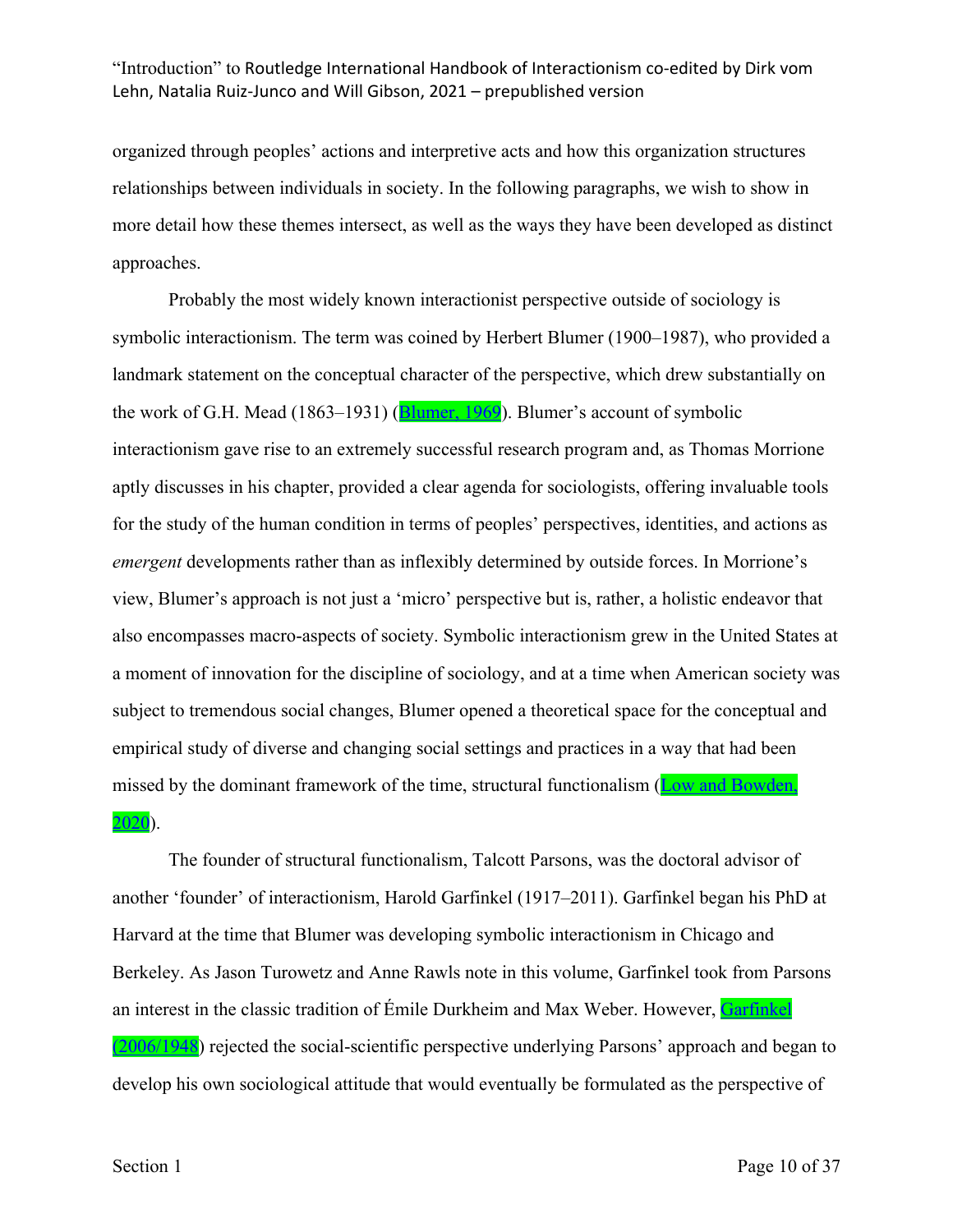organized through peoples' actions and interpretive acts and how this organization structures relationships between individuals in society. In the following paragraphs, we wish to show in more detail how these themes intersect, as well as the ways they have been developed as distinct approaches.

Probably the most widely known interactionist perspective outside of sociology is symbolic interactionism. The term was coined by Herbert Blumer (1900–1987), who provided a landmark statement on the conceptual character of the perspective, which drew substantially on the work of G.H. Mead (1863–1931) (Blumer, 1969). Blumer's account of symbolic interactionism gave rise to an extremely successful research program and, as Thomas Morrione aptly discusses in his chapter, provided a clear agenda for sociologists, offering invaluable tools for the study of the human condition in terms of peoples' perspectives, identities, and actions as *emergent* developments rather than as inflexibly determined by outside forces. In Morrione's view, Blumer's approach is not just a 'micro' perspective but is, rather, a holistic endeavor that also encompasses macro-aspects of society. Symbolic interactionism grew in the United States at a moment of innovation for the discipline of sociology, and at a time when American society was subject to tremendous social changes, Blumer opened a theoretical space for the conceptual and empirical study of diverse and changing social settings and practices in a way that had been missed by the dominant framework of the time, structural functionalism (Low and Bowden, 2020).

The founder of structural functionalism, Talcott Parsons, was the doctoral advisor of another 'founder' of interactionism, Harold Garfinkel (1917–2011). Garfinkel began his PhD at Harvard at the time that Blumer was developing symbolic interactionism in Chicago and Berkeley. As Jason Turowetz and Anne Rawls note in this volume, Garfinkel took from Parsons an interest in the classic tradition of Émile Durkheim and Max Weber. However, Garfinkel (2006/1948) rejected the social-scientific perspective underlying Parsons' approach and began to develop his own sociological attitude that would eventually be formulated as the perspective of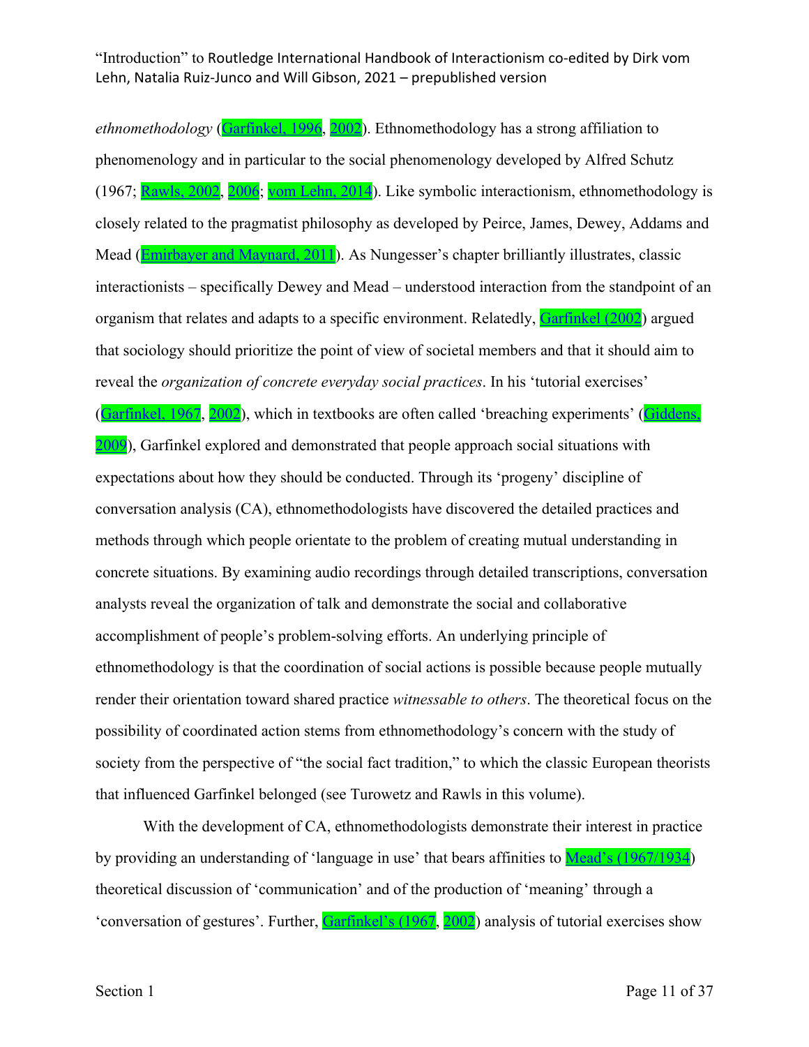*ethnomethodology* (Garfinkel, 1996, 2002). Ethnomethodology has a strong affiliation to phenomenology and in particular to the social phenomenology developed by Alfred Schutz (1967; Rawls, 2002, 2006; vom Lehn, 2014). Like symbolic interactionism, ethnomethodology is closely related to the pragmatist philosophy as developed by Peirce, James, Dewey, Addams and Mead (Emirbayer and Maynard, 2011). As Nungesser's chapter brilliantly illustrates, classic interactionists – specifically Dewey and Mead – understood interaction from the standpoint of an organism that relates and adapts to a specific environment. Relatedly, Garfinkel (2002) argued that sociology should prioritize the point of view of societal members and that it should aim to reveal the *organization of concrete everyday social practices*. In his 'tutorial exercises' (Garfinkel, 1967, 2002), which in textbooks are often called 'breaching experiments' (Giddens, 2009), Garfinkel explored and demonstrated that people approach social situations with expectations about how they should be conducted. Through its 'progeny' discipline of conversation analysis (CA), ethnomethodologists have discovered the detailed practices and methods through which people orientate to the problem of creating mutual understanding in concrete situations. By examining audio recordings through detailed transcriptions, conversation analysts reveal the organization of talk and demonstrate the social and collaborative accomplishment of people's problem-solving efforts. An underlying principle of ethnomethodology is that the coordination of social actions is possible because people mutually render their orientation toward shared practice *witnessable to others*. The theoretical focus on the possibility of coordinated action stems from ethnomethodology's concern with the study of society from the perspective of "the social fact tradition," to which the classic European theorists that influenced Garfinkel belonged (see Turowetz and Rawls in this volume).

With the development of CA, ethnomethodologists demonstrate their interest in practice by providing an understanding of 'language in use' that bears affinities to Mead's (1967/1934) theoretical discussion of 'communication' and of the production of 'meaning' through a 'conversation of gestures'. Further, Garfinkel's (1967, 2002) analysis of tutorial exercises show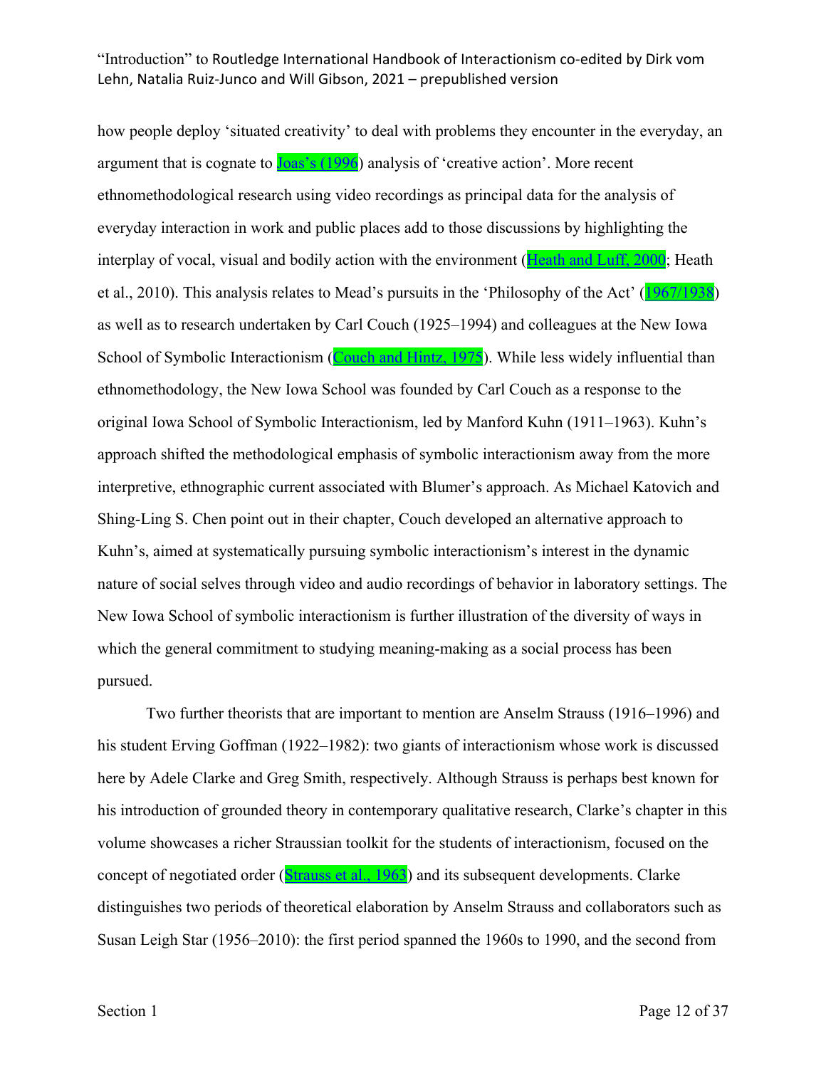how people deploy 'situated creativity' to deal with problems they encounter in the everyday, an argument that is cognate to Joas's (1996) analysis of 'creative action'. More recent ethnomethodological research using video recordings as principal data for the analysis of everyday interaction in work and public places add to those discussions by highlighting the interplay of vocal, visual and bodily action with the environment (Heath and Luff, 2000; Heath et al., 2010). This analysis relates to Mead's pursuits in the 'Philosophy of the Act' (1967/1938) as well as to research undertaken by Carl Couch (1925–1994) and colleagues at the New Iowa School of Symbolic Interactionism (Couch and Hintz, 1975). While less widely influential than ethnomethodology, the New Iowa School was founded by Carl Couch as a response to the original Iowa School of Symbolic Interactionism, led by Manford Kuhn (1911–1963). Kuhn's approach shifted the methodological emphasis of symbolic interactionism away from the more interpretive, ethnographic current associated with Blumer's approach. As Michael Katovich and Shing-Ling S. Chen point out in their chapter, Couch developed an alternative approach to Kuhn's, aimed at systematically pursuing symbolic interactionism's interest in the dynamic nature of social selves through video and audio recordings of behavior in laboratory settings. The New Iowa School of symbolic interactionism is further illustration of the diversity of ways in which the general commitment to studying meaning-making as a social process has been pursued.

Two further theorists that are important to mention are Anselm Strauss (1916–1996) and his student Erving Goffman (1922–1982): two giants of interactionism whose work is discussed here by Adele Clarke and Greg Smith, respectively. Although Strauss is perhaps best known for his introduction of grounded theory in contemporary qualitative research, Clarke's chapter in this volume showcases a richer Straussian toolkit for the students of interactionism, focused on the concept of negotiated order (Strauss et al., 1963) and its subsequent developments. Clarke distinguishes two periods of theoretical elaboration by Anselm Strauss and collaborators such as Susan Leigh Star (1956–2010): the first period spanned the 1960s to 1990, and the second from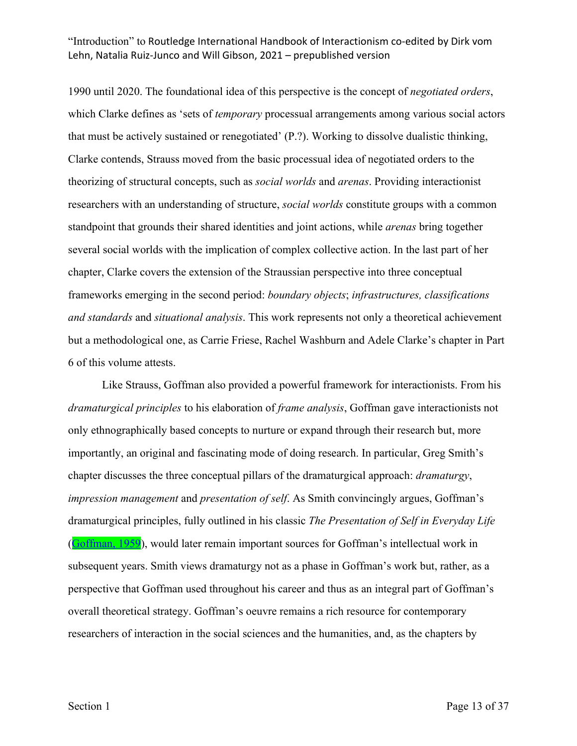1990 until 2020. The foundational idea of this perspective is the concept of *negotiated orders*, which Clarke defines as 'sets of *temporary* processual arrangements among various social actors that must be actively sustained or renegotiated' (P.?). Working to dissolve dualistic thinking, Clarke contends, Strauss moved from the basic processual idea of negotiated orders to the theorizing of structural concepts, such as *social worlds* and *arenas*. Providing interactionist researchers with an understanding of structure, *social worlds* constitute groups with a common standpoint that grounds their shared identities and joint actions, while *arenas* bring together several social worlds with the implication of complex collective action. In the last part of her chapter, Clarke covers the extension of the Straussian perspective into three conceptual frameworks emerging in the second period: *boundary objects*; *infrastructures, classifications and standards* and *situational analysis*. This work represents not only a theoretical achievement but a methodological one, as Carrie Friese, Rachel Washburn and Adele Clarke's chapter in Part 6 of this volume attests.

Like Strauss, Goffman also provided a powerful framework for interactionists. From his *dramaturgical principles* to his elaboration of *frame analysis*, Goffman gave interactionists not only ethnographically based concepts to nurture or expand through their research but, more importantly, an original and fascinating mode of doing research. In particular, Greg Smith's chapter discusses the three conceptual pillars of the dramaturgical approach: *dramaturgy*, *impression management* and *presentation of self*. As Smith convincingly argues, Goffman's dramaturgical principles, fully outlined in his classic *The Presentation of Self in Everyday Life* (Goffman, 1959), would later remain important sources for Goffman's intellectual work in subsequent years. Smith views dramaturgy not as a phase in Goffman's work but, rather, as a perspective that Goffman used throughout his career and thus as an integral part of Goffman's overall theoretical strategy. Goffman's oeuvre remains a rich resource for contemporary researchers of interaction in the social sciences and the humanities, and, as the chapters by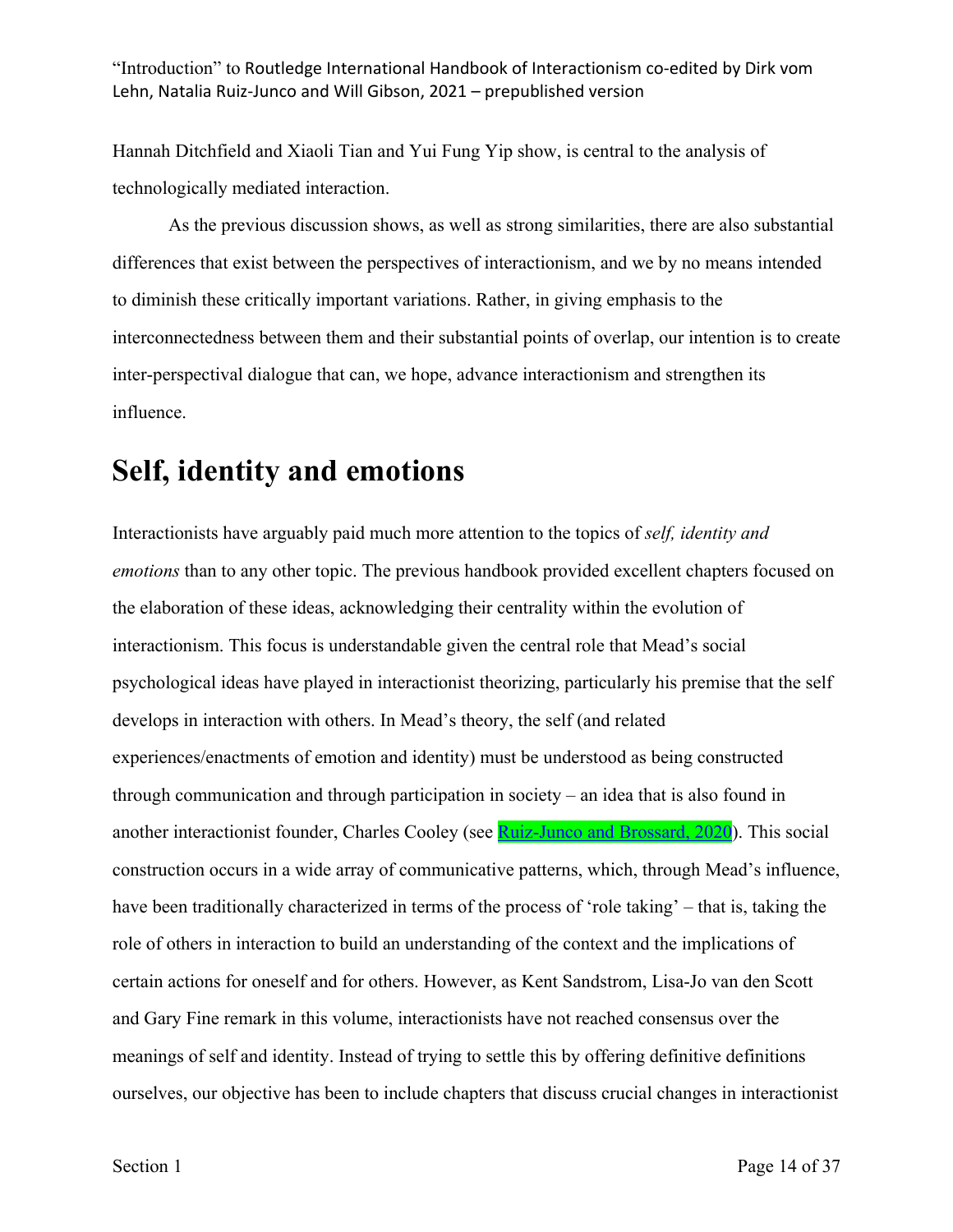Hannah Ditchfield and Xiaoli Tian and Yui Fung Yip show, is central to the analysis of technologically mediated interaction.

As the previous discussion shows, as well as strong similarities, there are also substantial differences that exist between the perspectives of interactionism, and we by no means intended to diminish these critically important variations. Rather, in giving emphasis to the interconnectedness between them and their substantial points of overlap, our intention is to create inter-perspectival dialogue that can, we hope, advance interactionism and strengthen its influence.

# Self, identity and emotions

Interactionists have arguably paid much more attention to the topics of *self, identity and emotions* than to any other topic. The previous handbook provided excellent chapters focused on the elaboration of these ideas, acknowledging their centrality within the evolution of interactionism. This focus is understandable given the central role that Mead's social psychological ideas have played in interactionist theorizing, particularly his premise that the self develops in interaction with others. In Mead's theory, the self (and related experiences/enactments of emotion and identity) must be understood as being constructed through communication and through participation in society – an idea that is also found in another interactionist founder, Charles Cooley (see Ruiz-Junco and Brossard, 2020). This social construction occurs in a wide array of communicative patterns, which, through Mead's influence, have been traditionally characterized in terms of the process of 'role taking' – that is, taking the role of others in interaction to build an understanding of the context and the implications of certain actions for oneself and for others. However, as Kent Sandstrom, Lisa-Jo van den Scott and Gary Fine remark in this volume, interactionists have not reached consensus over the meanings of self and identity. Instead of trying to settle this by offering definitive definitions ourselves, our objective has been to include chapters that discuss crucial changes in interactionist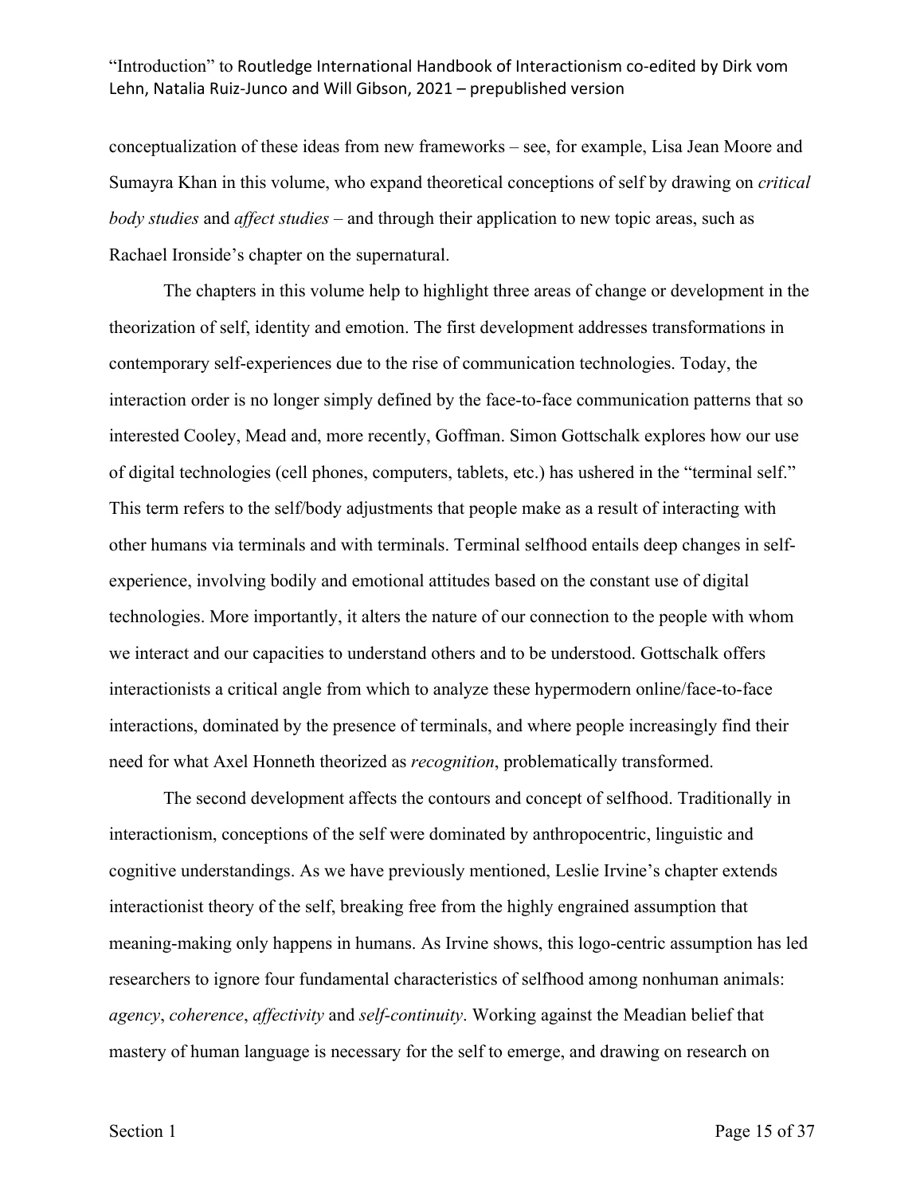conceptualization of these ideas from new frameworks – see, for example, Lisa Jean Moore and Sumayra Khan in this volume, who expand theoretical conceptions of self by drawing on *critical body studies* and *affect studies* – and through their application to new topic areas, such as Rachael Ironside's chapter on the supernatural.

The chapters in this volume help to highlight three areas of change or development in the theorization of self, identity and emotion. The first development addresses transformations in contemporary self-experiences due to the rise of communication technologies. Today, the interaction order is no longer simply defined by the face-to-face communication patterns that so interested Cooley, Mead and, more recently, Goffman. Simon Gottschalk explores how our use of digital technologies (cell phones, computers, tablets, etc.) has ushered in the "terminal self." This term refers to the self/body adjustments that people make as a result of interacting with other humans via terminals and with terminals. Terminal selfhood entails deep changes in self-experience, involving bodily and emotional attitudes based on the constant use of digital technologies. More importantly, it alters the nature of our connection to the people with whom we interact and our capacities to understand others and to be understood. Gottschalk offers interactionists a critical angle from which to analyze these hypermodern online/face-to-face interactions, dominated by the presence of terminals, and where people increasingly find their need for what Axel Honneth theorized as *recognition*, problematically transformed.

The second development affects the contours and concept of selfhood. Traditionally in interactionism, conceptions of the self were dominated by anthropocentric, linguistic and cognitive understandings. As we have previously mentioned, Leslie Irvine's chapter extends interactionist theory of the self, breaking free from the highly engrained assumption that meaning-making only happens in humans. As Irvine shows, this logo-centric assumption has led researchers to ignore four fundamental characteristics of selfhood among nonhuman animals: *agency*, *coherence*, *affectivity* and *self-continuity*. Working against the Meadian belief that mastery of human language is necessary for the self to emerge, and drawing on research on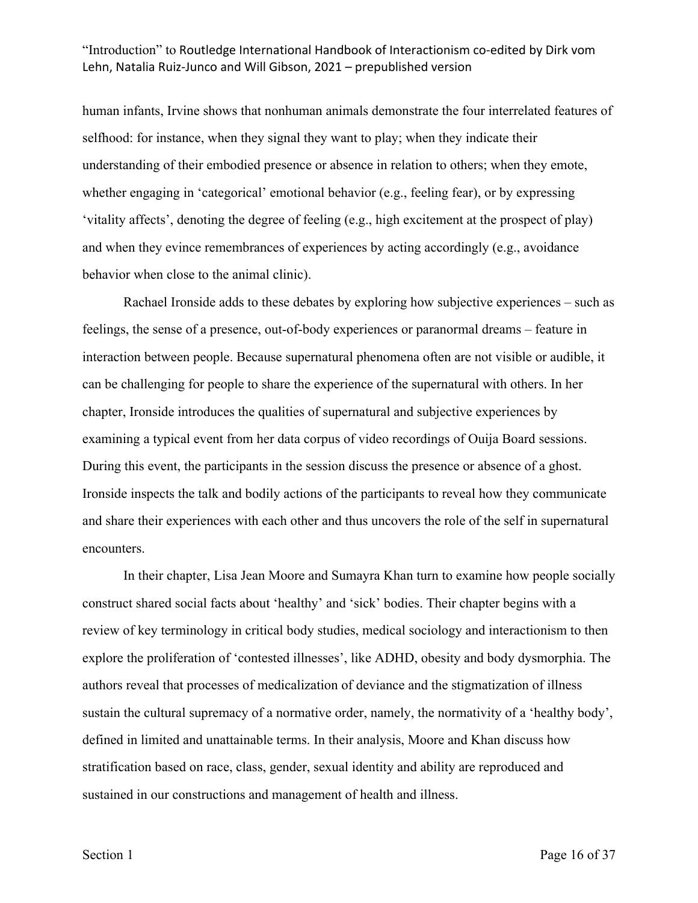human infants, Irvine shows that nonhuman animals demonstrate the four interrelated features of selfhood: for instance, when they signal they want to play; when they indicate their understanding of their embodied presence or absence in relation to others; when they emote, whether engaging in 'categorical' emotional behavior (e.g., feeling fear), or by expressing 'vitality affects', denoting the degree of feeling (e.g., high excitement at the prospect of play) and when they evince remembrances of experiences by acting accordingly (e.g., avoidance behavior when close to the animal clinic).

Rachael Ironside adds to these debates by exploring how subjective experiences – such as feelings, the sense of a presence, out-of-body experiences or paranormal dreams – feature in interaction between people. Because supernatural phenomena often are not visible or audible, it can be challenging for people to share the experience of the supernatural with others. In her chapter, Ironside introduces the qualities of supernatural and subjective experiences by examining a typical event from her data corpus of video recordings of Ouija Board sessions. During this event, the participants in the session discuss the presence or absence of a ghost. Ironside inspects the talk and bodily actions of the participants to reveal how they communicate and share their experiences with each other and thus uncovers the role of the self in supernatural encounters.

In their chapter, Lisa Jean Moore and Sumayra Khan turn to examine how people socially construct shared social facts about 'healthy' and 'sick' bodies. Their chapter begins with a review of key terminology in critical body studies, medical sociology and interactionism to then explore the proliferation of 'contested illnesses', like ADHD, obesity and body dysmorphia. The authors reveal that processes of medicalization of deviance and the stigmatization of illness sustain the cultural supremacy of a normative order, namely, the normativity of a 'healthy body', defined in limited and unattainable terms. In their analysis, Moore and Khan discuss how stratification based on race, class, gender, sexual identity and ability are reproduced and sustained in our constructions and management of health and illness.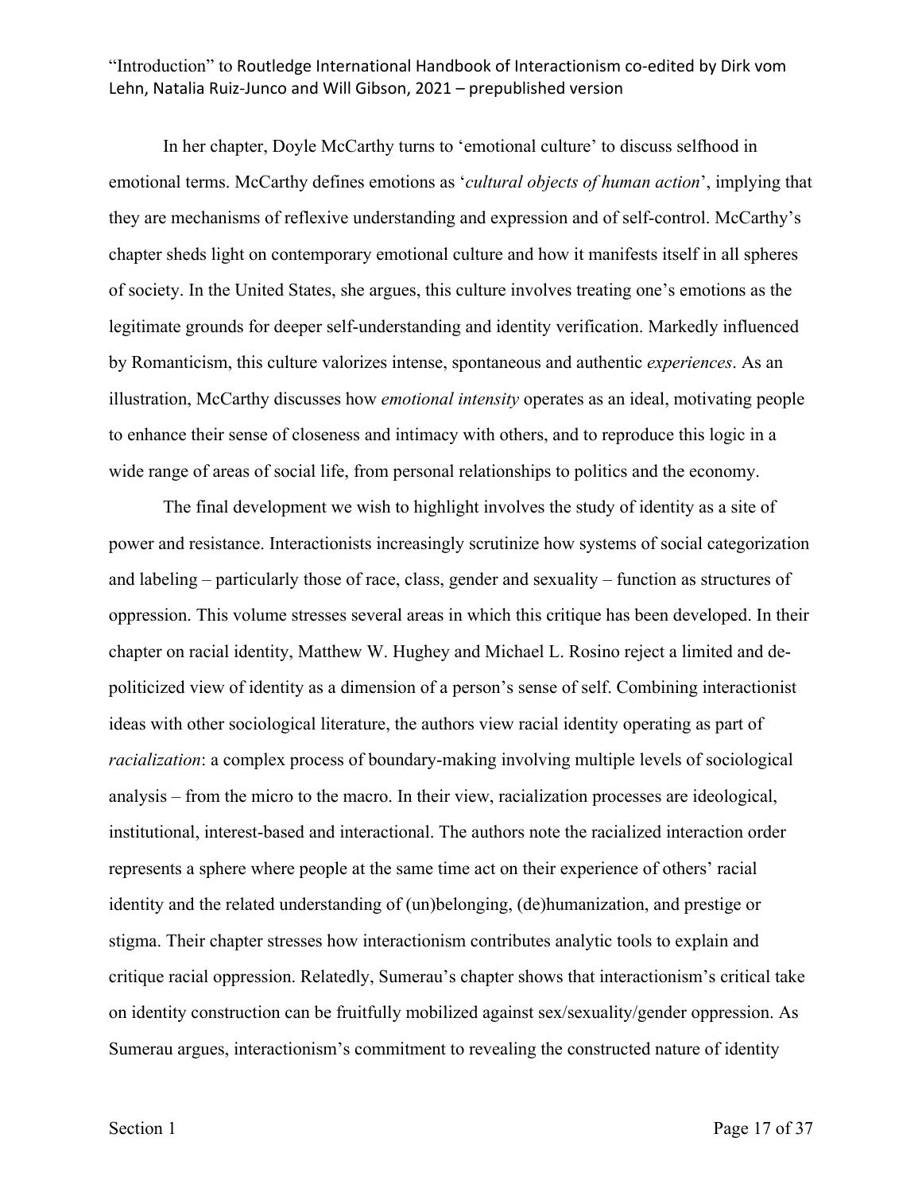In her chapter, Doyle McCarthy turns to 'emotional culture' to discuss selfhood in emotional terms. McCarthy defines emotions as '*cultural objects of human action*', implying that they are mechanisms of reflexive understanding and expression and of self-control. McCarthy's chapter sheds light on contemporary emotional culture and how it manifests itself in all spheres of society. In the United States, she argues, this culture involves treating one's emotions as the legitimate grounds for deeper self-understanding and identity verification. Markedly influenced by Romanticism, this culture valorizes intense, spontaneous and authentic *experiences*. As an illustration, McCarthy discusses how *emotional intensity* operates as an ideal, motivating people to enhance their sense of closeness and intimacy with others, and to reproduce this logic in a wide range of areas of social life, from personal relationships to politics and the economy.

The final development we wish to highlight involves the study of identity as a site of power and resistance. Interactionists increasingly scrutinize how systems of social categorization and labeling – particularly those of race, class, gender and sexuality – function as structures of oppression. This volume stresses several areas in which this critique has been developed. In their chapter on racial identity, Matthew W. Hughey and Michael L. Rosino reject a limited and de-politicized view of identity as a dimension of a person's sense of self. Combining interactionist ideas with other sociological literature, the authors view racial identity operating as part of *racialization*: a complex process of boundary-making involving multiple levels of sociological analysis – from the micro to the macro. In their view, racialization processes are ideological, institutional, interest-based and interactional. The authors note the racialized interaction order represents a sphere where people at the same time act on their experience of others' racial identity and the related understanding of (un)belonging, (de)humanization, and prestige or stigma. Their chapter stresses how interactionism contributes analytic tools to explain and critique racial oppression. Relatedly, Sumerau's chapter shows that interactionism's critical take on identity construction can be fruitfully mobilized against sex/sexuality/gender oppression. As Sumerau argues, interactionism's commitment to revealing the constructed nature of identity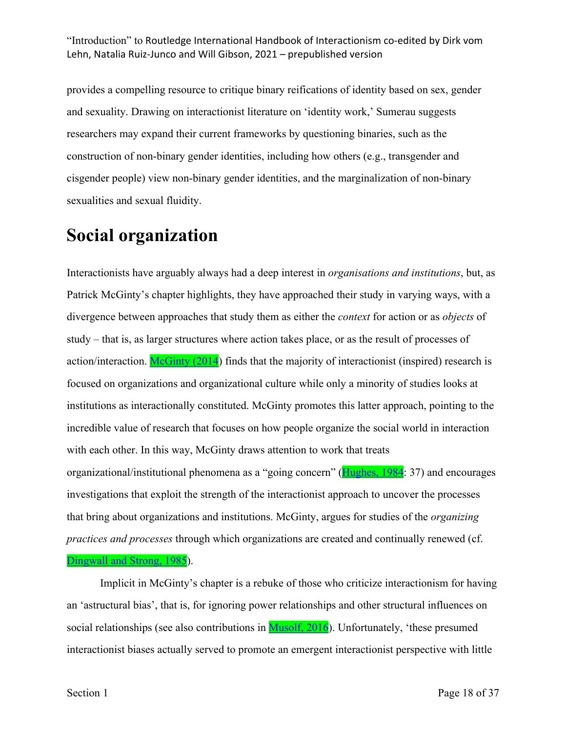provides a compelling resource to critique binary reifications of identity based on sex, gender and sexuality. Drawing on interactionist literature on 'identity work,' Sumerau suggests researchers may expand their current frameworks by questioning binaries, such as the construction of non-binary gender identities, including how others (e.g., transgender and cisgender people) view non-binary gender identities, and the marginalization of non-binary sexualities and sexual fluidity.

# Social organization

Interactionists have arguably always had a deep interest in *organisations and institutions*, but, as Patrick McGinty's chapter highlights, they have approached their study in varying ways, with a divergence between approaches that study them as either the *context* for action or as *objects* of study – that is, as larger structures where action takes place, or as the result of processes of action/interaction. McGinty (2014) finds that the majority of interactionist (inspired) research is focused on organizations and organizational culture while only a minority of studies looks at institutions as interactionally constituted. McGinty promotes this latter approach, pointing to the incredible value of research that focuses on how people organize the social world in interaction with each other. In this way, McGinty draws attention to work that treats organizational/institutional phenomena as a "going concern" (Hughes, 1984: 37) and encourages investigations that exploit the strength of the interactionist approach to uncover the processes that bring about organizations and institutions. McGinty, argues for studies of the *organizing practices and processes* through which organizations are created and continually renewed (cf. Dingwall and Strong, 1985).

Implicit in McGinty's chapter is a rebuke of those who criticize interactionism for having an 'astructural bias', that is, for ignoring power relationships and other structural influences on social relationships (see also contributions in Musolf, 2016). Unfortunately, 'these presumed interactionist biases actually served to promote an emergent interactionist perspective with little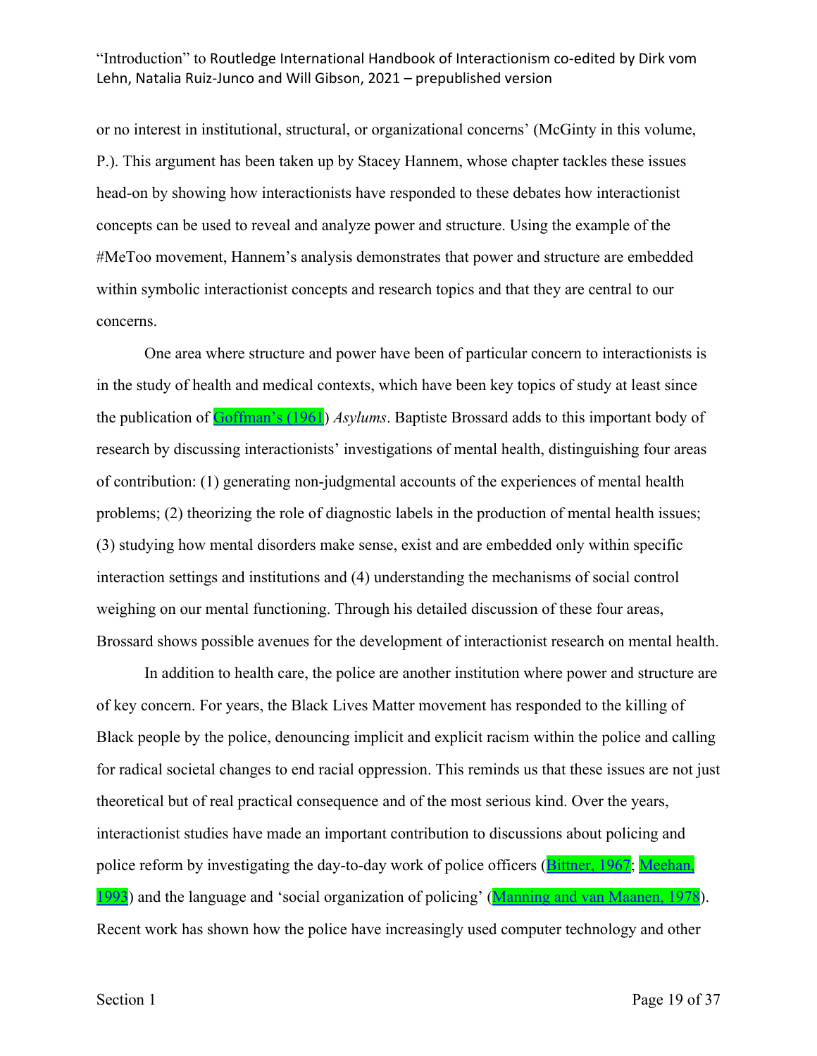or no interest in institutional, structural, or organizational concerns' (McGinty in this volume, P.). This argument has been taken up by Stacey Hannem, whose chapter tackles these issues head-on by showing how interactionists have responded to these debates how interactionist concepts can be used to reveal and analyze power and structure. Using the example of the #MeToo movement, Hannem's analysis demonstrates that power and structure are embedded within symbolic interactionist concepts and research topics and that they are central to our concerns.

One area where structure and power have been of particular concern to interactionists is in the study of health and medical contexts, which have been key topics of study at least since the publication of Goffman's (1961) *Asylums*. Baptiste Brossard adds to this important body of research by discussing interactionists' investigations of mental health, distinguishing four areas of contribution: (1) generating non-judgmental accounts of the experiences of mental health problems; (2) theorizing the role of diagnostic labels in the production of mental health issues; (3) studying how mental disorders make sense, exist and are embedded only within specific interaction settings and institutions and (4) understanding the mechanisms of social control weighing on our mental functioning. Through his detailed discussion of these four areas, Brossard shows possible avenues for the development of interactionist research on mental health.

In addition to health care, the police are another institution where power and structure are of key concern. For years, the Black Lives Matter movement has responded to the killing of Black people by the police, denouncing implicit and explicit racism within the police and calling for radical societal changes to end racial oppression. This reminds us that these issues are not just theoretical but of real practical consequence and of the most serious kind. Over the years, interactionist studies have made an important contribution to discussions about policing and police reform by investigating the day-to-day work of police officers (Bittner, 1967; Meehan, 1993) and the language and 'social organization of policing' (Manning and van Maanen, 1978). Recent work has shown how the police have increasingly used computer technology and other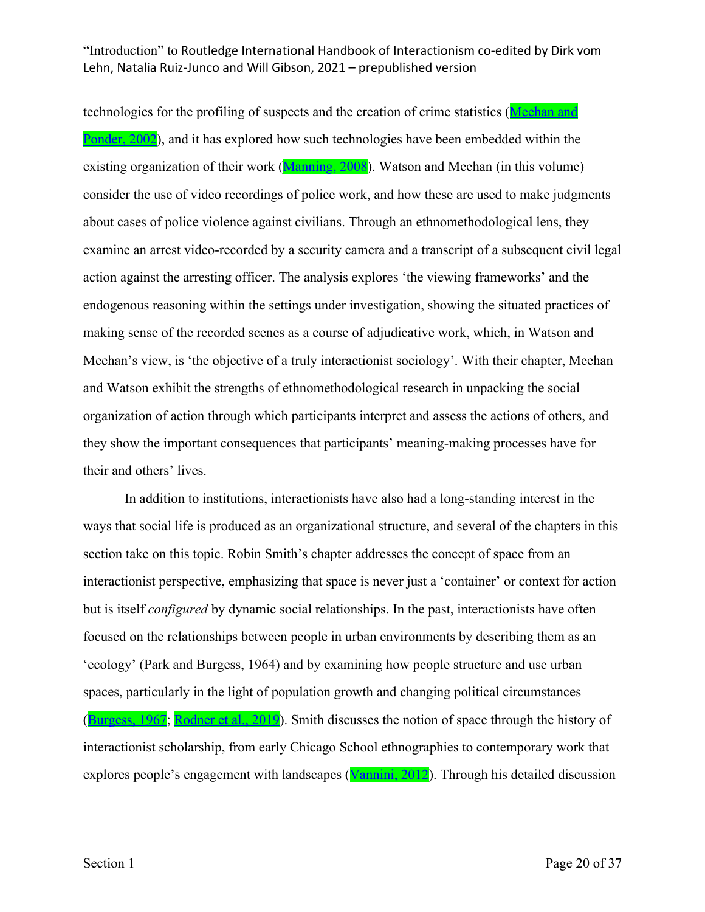technologies for the profiling of suspects and the creation of crime statistics (Meehan and Ponder, 2002), and it has explored how such technologies have been embedded within the existing organization of their work (Manning, 2008). Watson and Meehan (in this volume) consider the use of video recordings of police work, and how these are used to make judgments about cases of police violence against civilians. Through an ethnomethodological lens, they examine an arrest video-recorded by a security camera and a transcript of a subsequent civil legal action against the arresting officer. The analysis explores 'the viewing frameworks' and the endogenous reasoning within the settings under investigation, showing the situated practices of making sense of the recorded scenes as a course of adjudicative work, which, in Watson and Meehan's view, is 'the objective of a truly interactionist sociology'. With their chapter, Meehan and Watson exhibit the strengths of ethnomethodological research in unpacking the social organization of action through which participants interpret and assess the actions of others, and they show the important consequences that participants' meaning-making processes have for their and others' lives.

In addition to institutions, interactionists have also had a long-standing interest in the ways that social life is produced as an organizational structure, and several of the chapters in this section take on this topic. Robin Smith's chapter addresses the concept of space from an interactionist perspective, emphasizing that space is never just a 'container' or context for action but is itself *configured* by dynamic social relationships. In the past, interactionists have often focused on the relationships between people in urban environments by describing them as an 'ecology' (Park and Burgess, 1964) and by examining how people structure and use urban spaces, particularly in the light of population growth and changing political circumstances (Burgess, 1967; Rodner et al., 2019). Smith discusses the notion of space through the history of interactionist scholarship, from early Chicago School ethnographies to contemporary work that explores people's engagement with landscapes (Vannini, 2012). Through his detailed discussion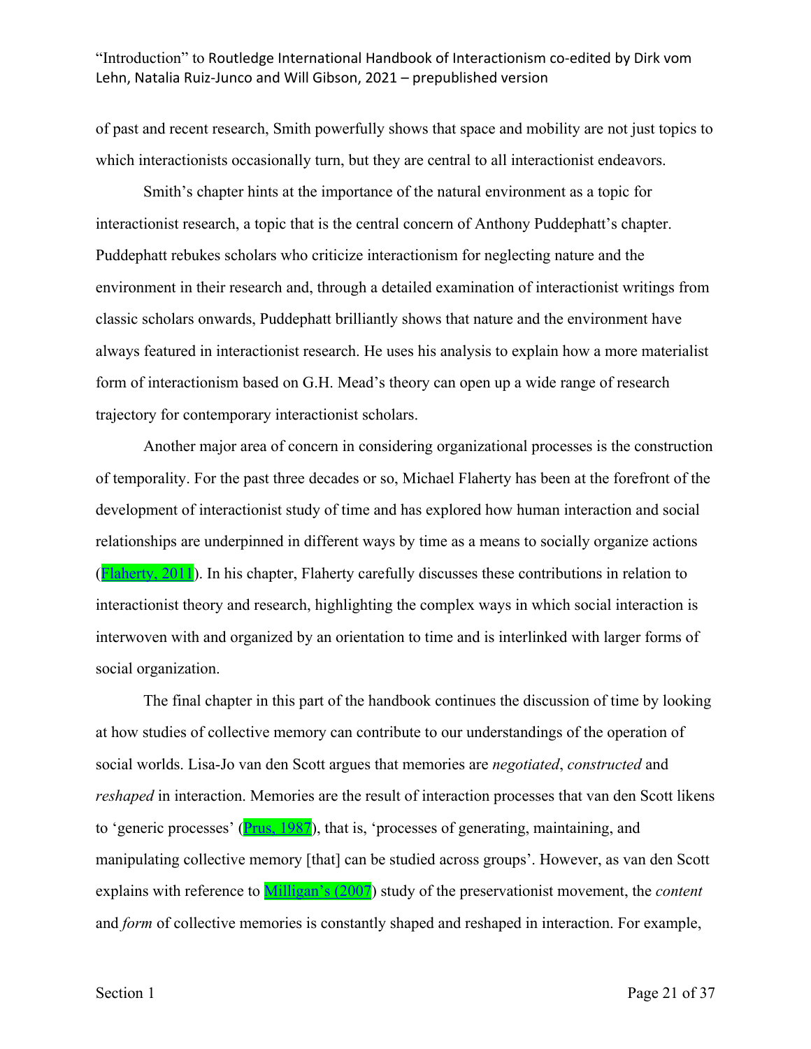of past and recent research, Smith powerfully shows that space and mobility are not just topics to which interactionists occasionally turn, but they are central to all interactionist endeavors.

Smith's chapter hints at the importance of the natural environment as a topic for interactionist research, a topic that is the central concern of Anthony Puddephatt's chapter. Puddephatt rebukes scholars who criticize interactionism for neglecting nature and the environment in their research and, through a detailed examination of interactionist writings from classic scholars onwards, Puddephatt brilliantly shows that nature and the environment have always featured in interactionist research. He uses his analysis to explain how a more materialist form of interactionism based on G.H. Mead's theory can open up a wide range of research trajectory for contemporary interactionist scholars.

Another major area of concern in considering organizational processes is the construction of temporality. For the past three decades or so, Michael Flaherty has been at the forefront of the development of interactionist study of time and has explored how human interaction and social relationships are underpinned in different ways by time as a means to socially organize actions (Flaherty, 2011). In his chapter, Flaherty carefully discusses these contributions in relation to interactionist theory and research, highlighting the complex ways in which social interaction is interwoven with and organized by an orientation to time and is interlinked with larger forms of social organization.

The final chapter in this part of the handbook continues the discussion of time by looking at how studies of collective memory can contribute to our understandings of the operation of social worlds. Lisa-Jo van den Scott argues that memories are *negotiated*, *constructed* and *reshaped* in interaction. Memories are the result of interaction processes that van den Scott likens to 'generic processes' (Prus, 1987), that is, 'processes of generating, maintaining, and manipulating collective memory [that] can be studied across groups'. However, as van den Scott explains with reference to Milligan's (2007) study of the preservationist movement, the *content* and *form* of collective memories is constantly shaped and reshaped in interaction. For example,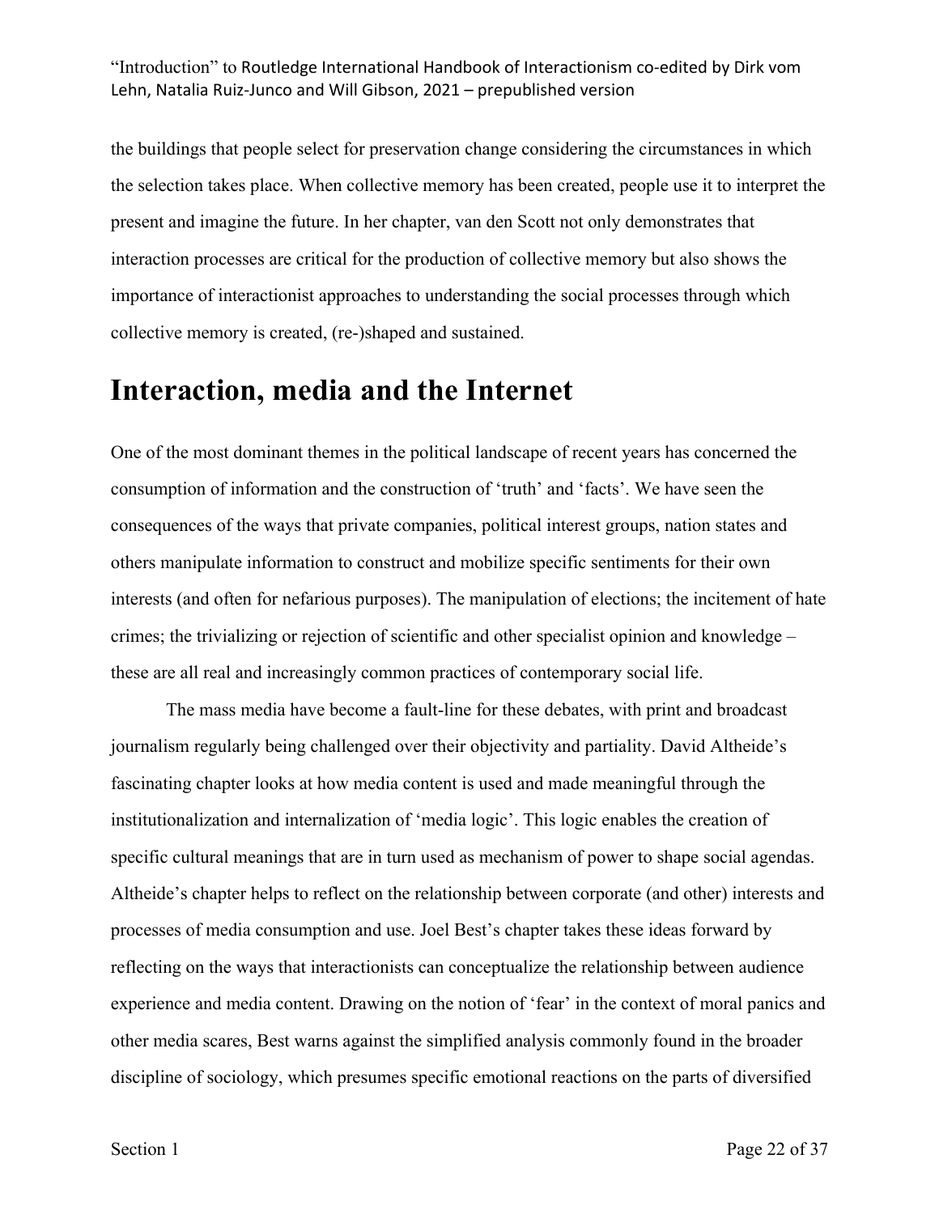the buildings that people select for preservation change considering the circumstances in which the selection takes place. When collective memory has been created, people use it to interpret the present and imagine the future. In her chapter, van den Scott not only demonstrates that interaction processes are critical for the production of collective memory but also shows the importance of interactionist approaches to understanding the social processes through which collective memory is created, (re-)shaped and sustained.

# Interaction, media and the Internet

One of the most dominant themes in the political landscape of recent years has concerned the consumption of information and the construction of 'truth' and 'facts'. We have seen the consequences of the ways that private companies, political interest groups, nation states and others manipulate information to construct and mobilize specific sentiments for their own interests (and often for nefarious purposes). The manipulation of elections; the incitement of hate crimes; the trivializing or rejection of scientific and other specialist opinion and knowledge – these are all real and increasingly common practices of contemporary social life.

The mass media have become a fault-line for these debates, with print and broadcast journalism regularly being challenged over their objectivity and partiality. David Altheide's fascinating chapter looks at how media content is used and made meaningful through the institutionalization and internalization of 'media logic'. This logic enables the creation of specific cultural meanings that are in turn used as mechanism of power to shape social agendas. Altheide's chapter helps to reflect on the relationship between corporate (and other) interests and processes of media consumption and use. Joel Best's chapter takes these ideas forward by reflecting on the ways that interactionists can conceptualize the relationship between audience experience and media content. Drawing on the notion of 'fear' in the context of moral panics and other media scares, Best warns against the simplified analysis commonly found in the broader discipline of sociology, which presumes specific emotional reactions on the parts of diversified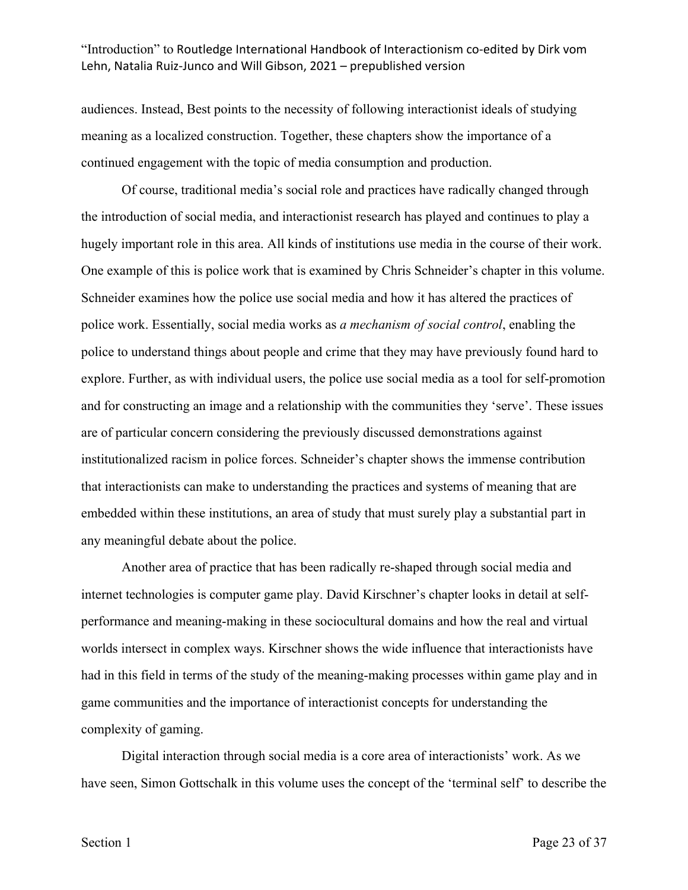audiences. Instead, Best points to the necessity of following interactionist ideals of studying meaning as a localized construction. Together, these chapters show the importance of a continued engagement with the topic of media consumption and production.

Of course, traditional media's social role and practices have radically changed through the introduction of social media, and interactionist research has played and continues to play a hugely important role in this area. All kinds of institutions use media in the course of their work. One example of this is police work that is examined by Chris Schneider's chapter in this volume. Schneider examines how the police use social media and how it has altered the practices of police work. Essentially, social media works as *a mechanism of social control*, enabling the police to understand things about people and crime that they may have previously found hard to explore. Further, as with individual users, the police use social media as a tool for self-promotion and for constructing an image and a relationship with the communities they 'serve'. These issues are of particular concern considering the previously discussed demonstrations against institutionalized racism in police forces. Schneider's chapter shows the immense contribution that interactionists can make to understanding the practices and systems of meaning that are embedded within these institutions, an area of study that must surely play a substantial part in any meaningful debate about the police.

Another area of practice that has been radically re-shaped through social media and internet technologies is computer game play. David Kirschner's chapter looks in detail at self-performance and meaning-making in these sociocultural domains and how the real and virtual worlds intersect in complex ways. Kirschner shows the wide influence that interactionists have had in this field in terms of the study of the meaning-making processes within game play and in game communities and the importance of interactionist concepts for understanding the complexity of gaming.

Digital interaction through social media is a core area of interactionists' work. As we have seen, Simon Gottschalk in this volume uses the concept of the 'terminal self' to describe the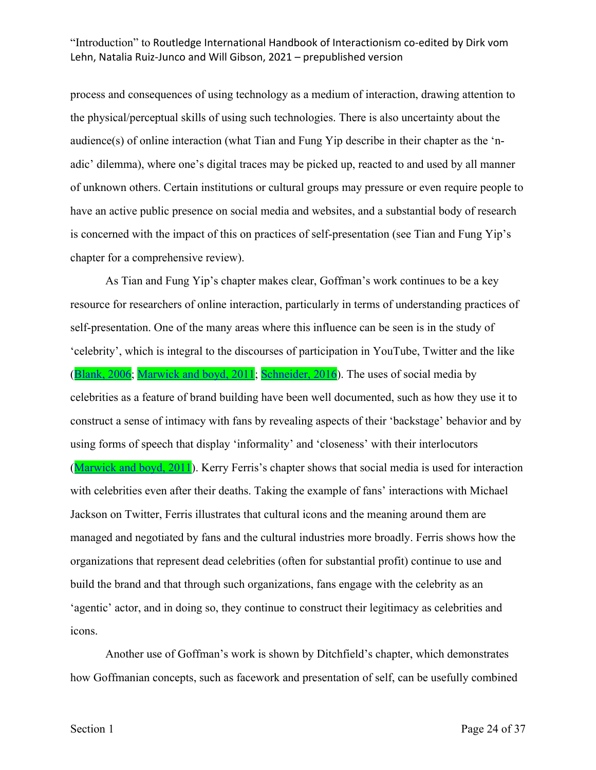process and consequences of using technology as a medium of interaction, drawing attention to the physical/perceptual skills of using such technologies. There is also uncertainty about the audience(s) of online interaction (what Tian and Fung Yip describe in their chapter as the 'n-adic' dilemma), where one's digital traces may be picked up, reacted to and used by all manner of unknown others. Certain institutions or cultural groups may pressure or even require people to have an active public presence on social media and websites, and a substantial body of research is concerned with the impact of this on practices of self-presentation (see Tian and Fung Yip's chapter for a comprehensive review).

As Tian and Fung Yip's chapter makes clear, Goffman's work continues to be a key resource for researchers of online interaction, particularly in terms of understanding practices of self-presentation. One of the many areas where this influence can be seen is in the study of 'celebrity', which is integral to the discourses of participation in YouTube, Twitter and the like (Blank, 2006; Marwick and boyd, 2011; Schneider, 2016). The uses of social media by celebrities as a feature of brand building have been well documented, such as how they use it to construct a sense of intimacy with fans by revealing aspects of their 'backstage' behavior and by using forms of speech that display 'informality' and 'closeness' with their interlocutors (Marwick and boyd, 2011). Kerry Ferris's chapter shows that social media is used for interaction with celebrities even after their deaths. Taking the example of fans' interactions with Michael Jackson on Twitter, Ferris illustrates that cultural icons and the meaning around them are managed and negotiated by fans and the cultural industries more broadly. Ferris shows how the organizations that represent dead celebrities (often for substantial profit) continue to use and build the brand and that through such organizations, fans engage with the celebrity as an 'agentic' actor, and in doing so, they continue to construct their legitimacy as celebrities and icons.

Another use of Goffman's work is shown by Ditchfield's chapter, which demonstrates how Goffmanian concepts, such as facework and presentation of self, can be usefully combined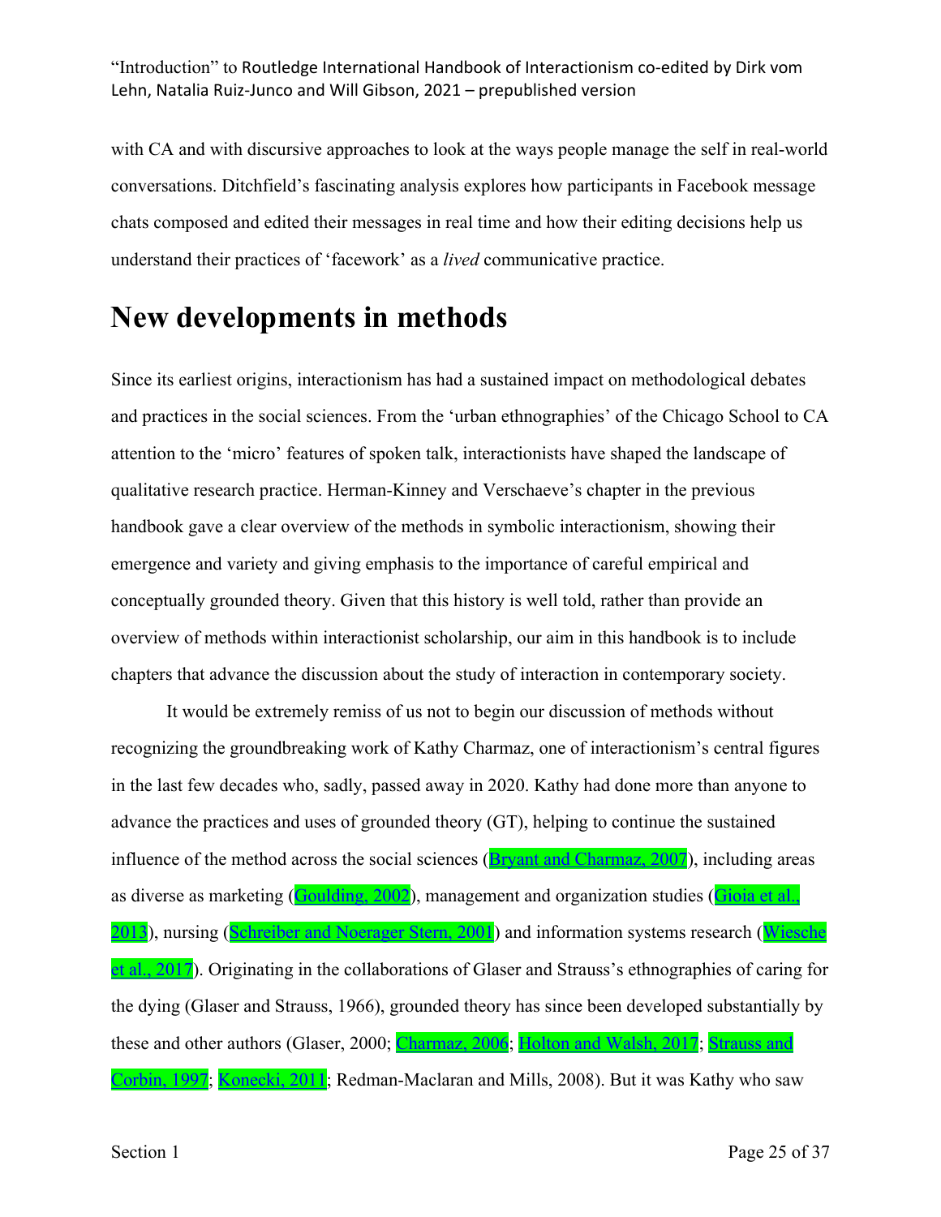with CA and with discursive approaches to look at the ways people manage the self in real-world conversations. Ditchfield's fascinating analysis explores how participants in Facebook message chats composed and edited their messages in real time and how their editing decisions help us understand their practices of 'facework' as a *lived* communicative practice.

# New developments in methods

Since its earliest origins, interactionism has had a sustained impact on methodological debates and practices in the social sciences. From the 'urban ethnographies' of the Chicago School to CA attention to the 'micro' features of spoken talk, interactionists have shaped the landscape of qualitative research practice. Herman-Kinney and Verschaeve's chapter in the previous handbook gave a clear overview of the methods in symbolic interactionism, showing their emergence and variety and giving emphasis to the importance of careful empirical and conceptually grounded theory. Given that this history is well told, rather than provide an overview of methods within interactionist scholarship, our aim in this handbook is to include chapters that advance the discussion about the study of interaction in contemporary society.

It would be extremely remiss of us not to begin our discussion of methods without recognizing the groundbreaking work of Kathy Charmaz, one of interactionism's central figures in the last few decades who, sadly, passed away in 2020. Kathy had done more than anyone to advance the practices and uses of grounded theory (GT), helping to continue the sustained influence of the method across the social sciences (Bryant and Charmaz, 2007), including areas as diverse as marketing (Goulding, 2002), management and organization studies (Gioia et al., 2013), nursing (Schreiber and Noerager Stern, 2001) and information systems research (Wiesche et al., 2017). Originating in the collaborations of Glaser and Strauss's ethnographies of caring for the dying (Glaser and Strauss, 1966), grounded theory has since been developed substantially by these and other authors (Glaser, 2000; Charmaz, 2006; Holton and Walsh, 2017; Strauss and Corbin, 1997; Konecki, 2011; Redman-Maclaran and Mills, 2008). But it was Kathy who saw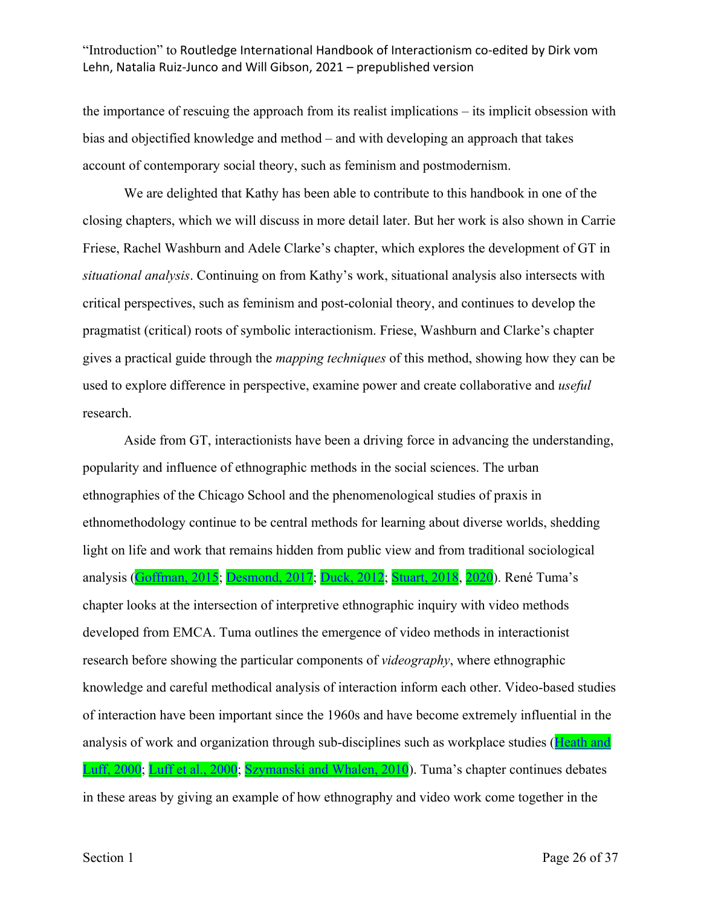the importance of rescuing the approach from its realist implications – its implicit obsession with bias and objectified knowledge and method – and with developing an approach that takes account of contemporary social theory, such as feminism and postmodernism.

We are delighted that Kathy has been able to contribute to this handbook in one of the closing chapters, which we will discuss in more detail later. But her work is also shown in Carrie Friese, Rachel Washburn and Adele Clarke's chapter, which explores the development of GT in *situational analysis*. Continuing on from Kathy's work, situational analysis also intersects with critical perspectives, such as feminism and post-colonial theory, and continues to develop the pragmatist (critical) roots of symbolic interactionism. Friese, Washburn and Clarke's chapter gives a practical guide through the *mapping techniques* of this method, showing how they can be used to explore difference in perspective, examine power and create collaborative and *useful* research.

Aside from GT, interactionists have been a driving force in advancing the understanding, popularity and influence of ethnographic methods in the social sciences. The urban ethnographies of the Chicago School and the phenomenological studies of praxis in ethnomethodology continue to be central methods for learning about diverse worlds, shedding light on life and work that remains hidden from public view and from traditional sociological analysis (Goffman, 2015; Desmond, 2017; Duck, 2012; Stuart, 2018, 2020). René Tuma's chapter looks at the intersection of interpretive ethnographic inquiry with video methods developed from EMCA. Tuma outlines the emergence of video methods in interactionist research before showing the particular components of *videography*, where ethnographic knowledge and careful methodical analysis of interaction inform each other. Video-based studies of interaction have been important since the 1960s and have become extremely influential in the analysis of work and organization through sub-disciplines such as workplace studies (Heath and Luff, 2000; Luff et al., 2000; Szymanski and Whalen, 2010). Tuma's chapter continues debates in these areas by giving an example of how ethnography and video work come together in the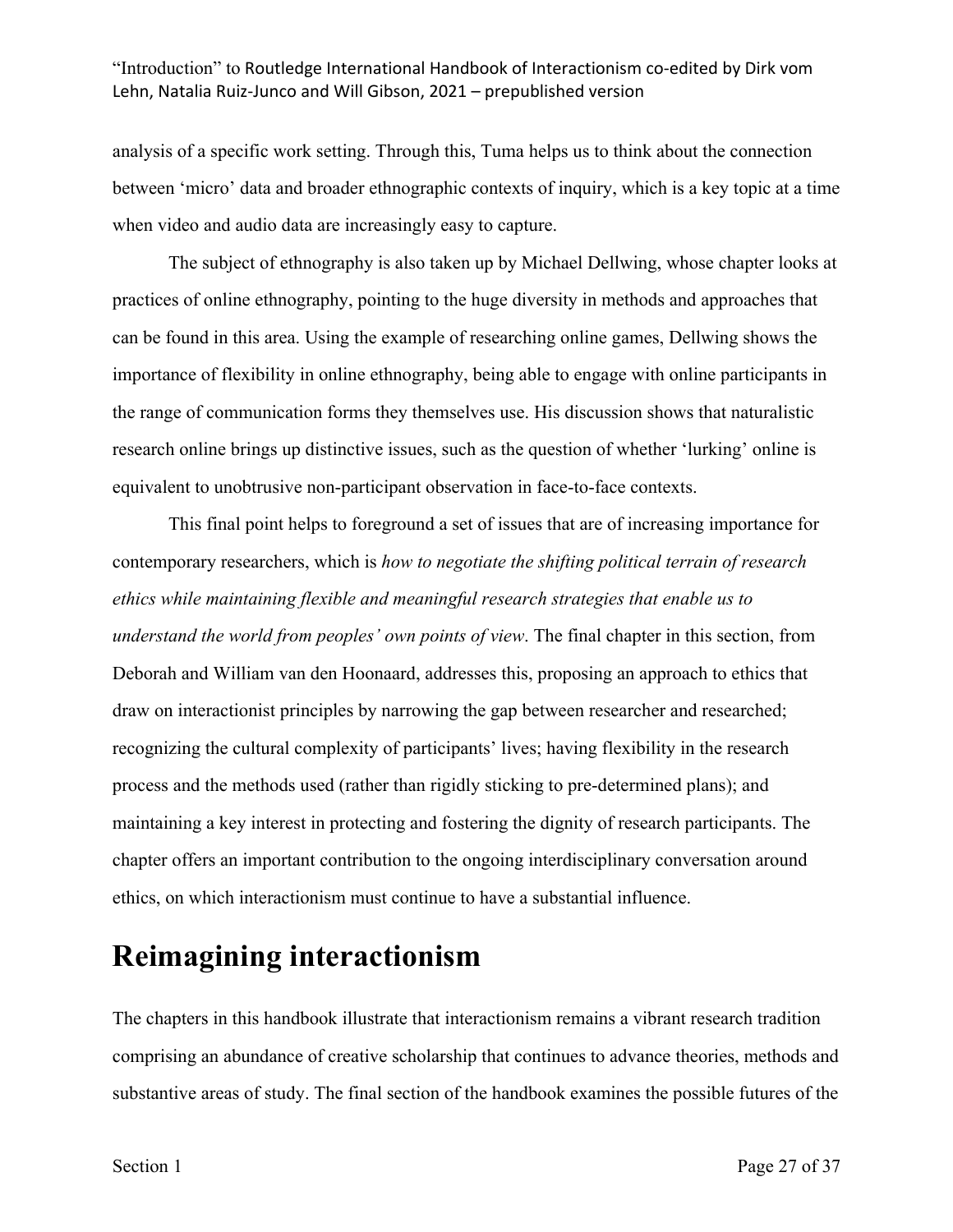analysis of a specific work setting. Through this, Tuma helps us to think about the connection between 'micro' data and broader ethnographic contexts of inquiry, which is a key topic at a time when video and audio data are increasingly easy to capture.

The subject of ethnography is also taken up by Michael Dellwing, whose chapter looks at practices of online ethnography, pointing to the huge diversity in methods and approaches that can be found in this area. Using the example of researching online games, Dellwing shows the importance of flexibility in online ethnography, being able to engage with online participants in the range of communication forms they themselves use. His discussion shows that naturalistic research online brings up distinctive issues, such as the question of whether 'lurking' online is equivalent to unobtrusive non-participant observation in face-to-face contexts.

This final point helps to foreground a set of issues that are of increasing importance for contemporary researchers, which is *how to negotiate the shifting political terrain of research ethics while maintaining flexible and meaningful research strategies that enable us to understand the world from peoples' own points of view*. The final chapter in this section, from Deborah and William van den Hoonaard, addresses this, proposing an approach to ethics that draw on interactionist principles by narrowing the gap between researcher and researched; recognizing the cultural complexity of participants' lives; having flexibility in the research process and the methods used (rather than rigidly sticking to pre-determined plans); and maintaining a key interest in protecting and fostering the dignity of research participants. The chapter offers an important contribution to the ongoing interdisciplinary conversation around ethics, on which interactionism must continue to have a substantial influence.

# Reimagining interactionism

The chapters in this handbook illustrate that interactionism remains a vibrant research tradition comprising an abundance of creative scholarship that continues to advance theories, methods and substantive areas of study. The final section of the handbook examines the possible futures of the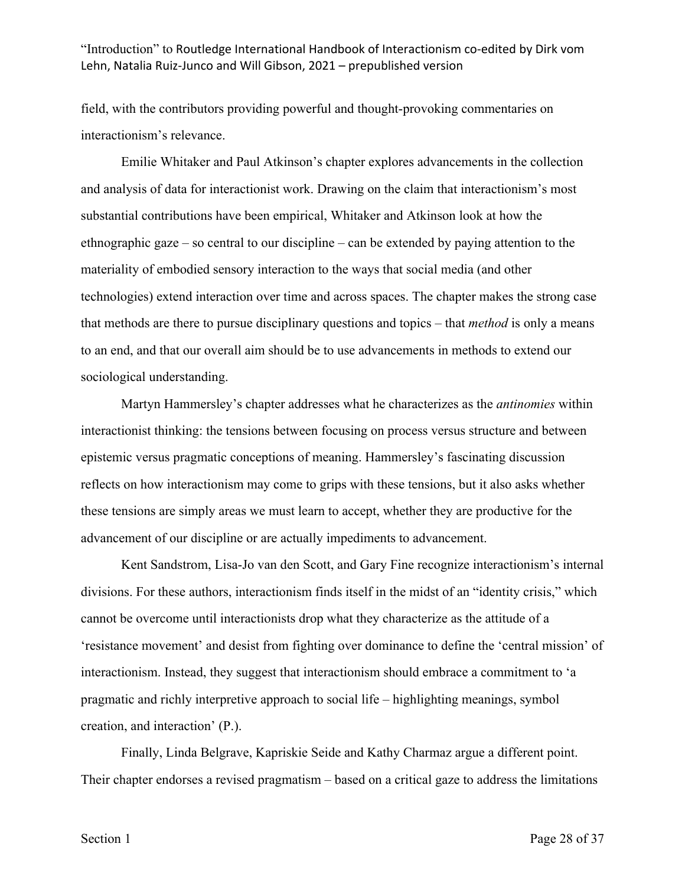field, with the contributors providing powerful and thought-provoking commentaries on interactionism's relevance.

Emilie Whitaker and Paul Atkinson's chapter explores advancements in the collection and analysis of data for interactionist work. Drawing on the claim that interactionism's most substantial contributions have been empirical, Whitaker and Atkinson look at how the ethnographic gaze – so central to our discipline – can be extended by paying attention to the materiality of embodied sensory interaction to the ways that social media (and other technologies) extend interaction over time and across spaces. The chapter makes the strong case that methods are there to pursue disciplinary questions and topics – that *method* is only a means to an end, and that our overall aim should be to use advancements in methods to extend our sociological understanding.

Martyn Hammersley's chapter addresses what he characterizes as the *antinomies* within interactionist thinking: the tensions between focusing on process versus structure and between epistemic versus pragmatic conceptions of meaning. Hammersley's fascinating discussion reflects on how interactionism may come to grips with these tensions, but it also asks whether these tensions are simply areas we must learn to accept, whether they are productive for the advancement of our discipline or are actually impediments to advancement.

Kent Sandstrom, Lisa-Jo van den Scott, and Gary Fine recognize interactionism's internal divisions. For these authors, interactionism finds itself in the midst of an "identity crisis," which cannot be overcome until interactionists drop what they characterize as the attitude of a 'resistance movement' and desist from fighting over dominance to define the 'central mission' of interactionism. Instead, they suggest that interactionism should embrace a commitment to 'a pragmatic and richly interpretive approach to social life – highlighting meanings, symbol creation, and interaction' (P.).

Finally, Linda Belgrave, Kapriskie Seide and Kathy Charmaz argue a different point. Their chapter endorses a revised pragmatism – based on a critical gaze to address the limitations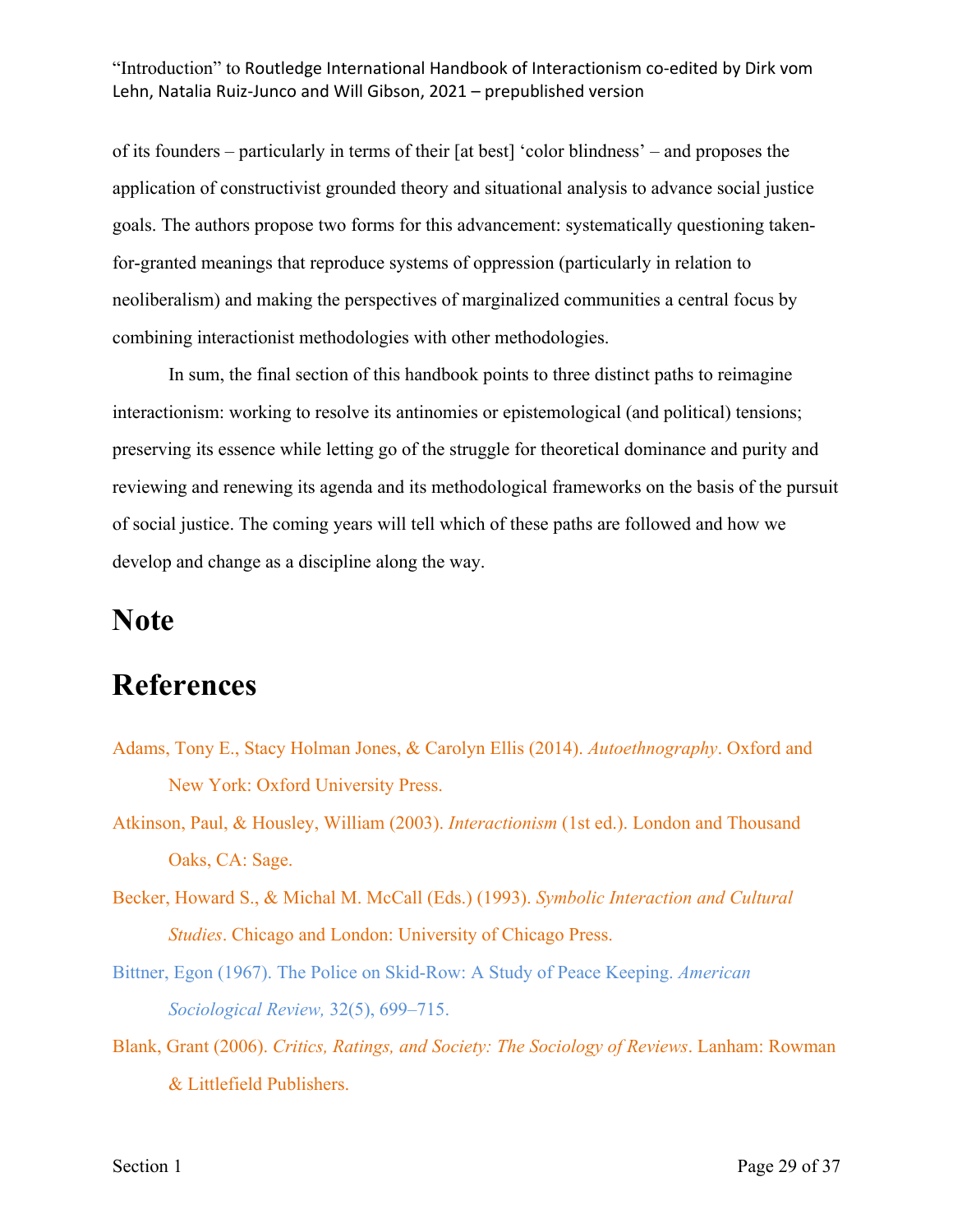of its founders – particularly in terms of their [at best] 'color blindness' – and proposes the application of constructivist grounded theory and situational analysis to advance social justice goals. The authors propose two forms for this advancement: systematically questioning taken-for-granted meanings that reproduce systems of oppression (particularly in relation to neoliberalism) and making the perspectives of marginalized communities a central focus by combining interactionist methodologies with other methodologies.

In sum, the final section of this handbook points to three distinct paths to reimagine interactionism: working to resolve its antinomies or epistemological (and political) tensions; preserving its essence while letting go of the struggle for theoretical dominance and purity and reviewing and renewing its agenda and its methodological frameworks on the basis of the pursuit of social justice. The coming years will tell which of these paths are followed and how we develop and change as a discipline along the way.

# Note

# References

Adams, Tony E., Stacy Holman Jones, & Carolyn Ellis (2014). *Autoethnography*. Oxford and New York: Oxford University Press.

Atkinson, Paul, & Housley, William (2003). *Interactionism* (1st ed.). London and Thousand Oaks, CA: Sage.

Becker, Howard S., & Michal M. McCall (Eds.) (1993). *Symbolic Interaction and Cultural Studies*. Chicago and London: University of Chicago Press.

Bittner, Egon (1967). The Police on Skid-Row: A Study of Peace Keeping. *American Sociological Review,* 32(5), 699–715.

Blank, Grant (2006). *Critics, Ratings, and Society: The Sociology of Reviews*. Lanham: Rowman & Littlefield Publishers.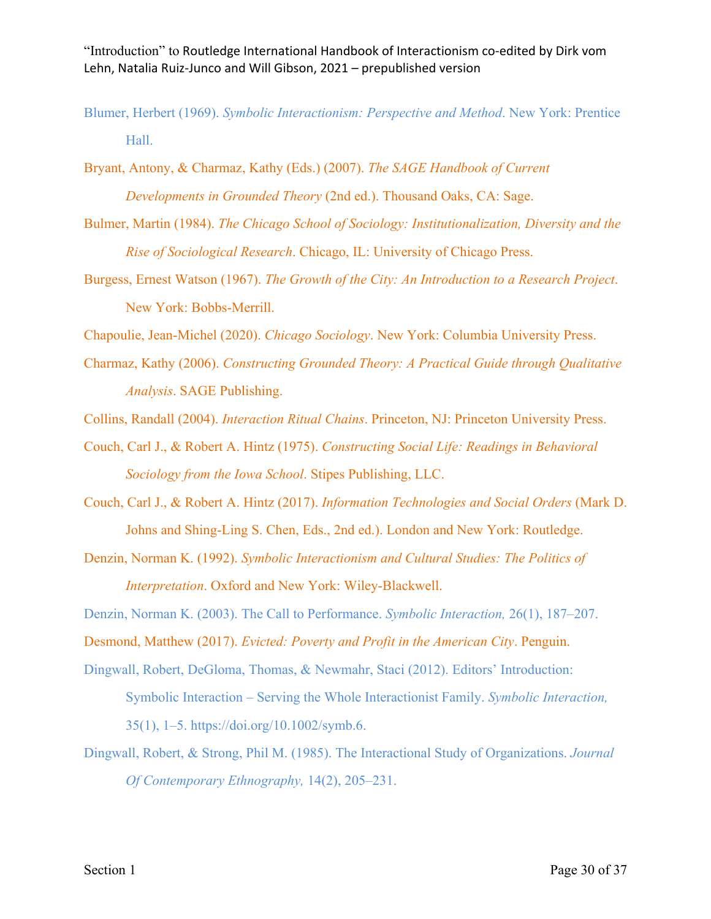Blumer, Herbert (1969). *Symbolic Interactionism: Perspective and Method*. New York: Prentice Hall.

Bryant, Antony, & Charmaz, Kathy (Eds.) (2007). *The SAGE Handbook of Current Developments in Grounded Theory* (2nd ed.). Thousand Oaks, CA: Sage.

Bulmer, Martin (1984). *The Chicago School of Sociology: Institutionalization, Diversity and the Rise of Sociological Research*. Chicago, IL: University of Chicago Press.

Burgess, Ernest Watson (1967). *The Growth of the City: An Introduction to a Research Project*. New York: Bobbs-Merrill.

Chapoulie, Jean-Michel (2020). *Chicago Sociology*. New York: Columbia University Press.

Charmaz, Kathy (2006). *Constructing Grounded Theory: A Practical Guide through Qualitative Analysis*. SAGE Publishing.

Collins, Randall (2004). *Interaction Ritual Chains*. Princeton, NJ: Princeton University Press.

Couch, Carl J., & Robert A. Hintz (1975). *Constructing Social Life: Readings in Behavioral Sociology from the Iowa School*. Stipes Publishing, LLC.

Couch, Carl J., & Robert A. Hintz (2017). *Information Technologies and Social Orders* (Mark D. Johns and Shing-Ling S. Chen, Eds., 2nd ed.). London and New York: Routledge.

Denzin, Norman K. (1992). *Symbolic Interactionism and Cultural Studies: The Politics of Interpretation*. Oxford and New York: Wiley-Blackwell.

Denzin, Norman K. (2003). The Call to Performance. *Symbolic Interaction,* 26(1), 187–207.

Desmond, Matthew (2017). *Evicted: Poverty and Profit in the American City*. Penguin.

Dingwall, Robert, DeGloma, Thomas, & Newmahr, Staci (2012). Editors' Introduction: Symbolic Interaction – Serving the Whole Interactionist Family. *Symbolic Interaction,* 35(1), 1–5. https://doi.org/10.1002/symb.6.

Dingwall, Robert, & Strong, Phil M. (1985). The Interactional Study of Organizations. *Journal Of Contemporary Ethnography,* 14(2), 205–231.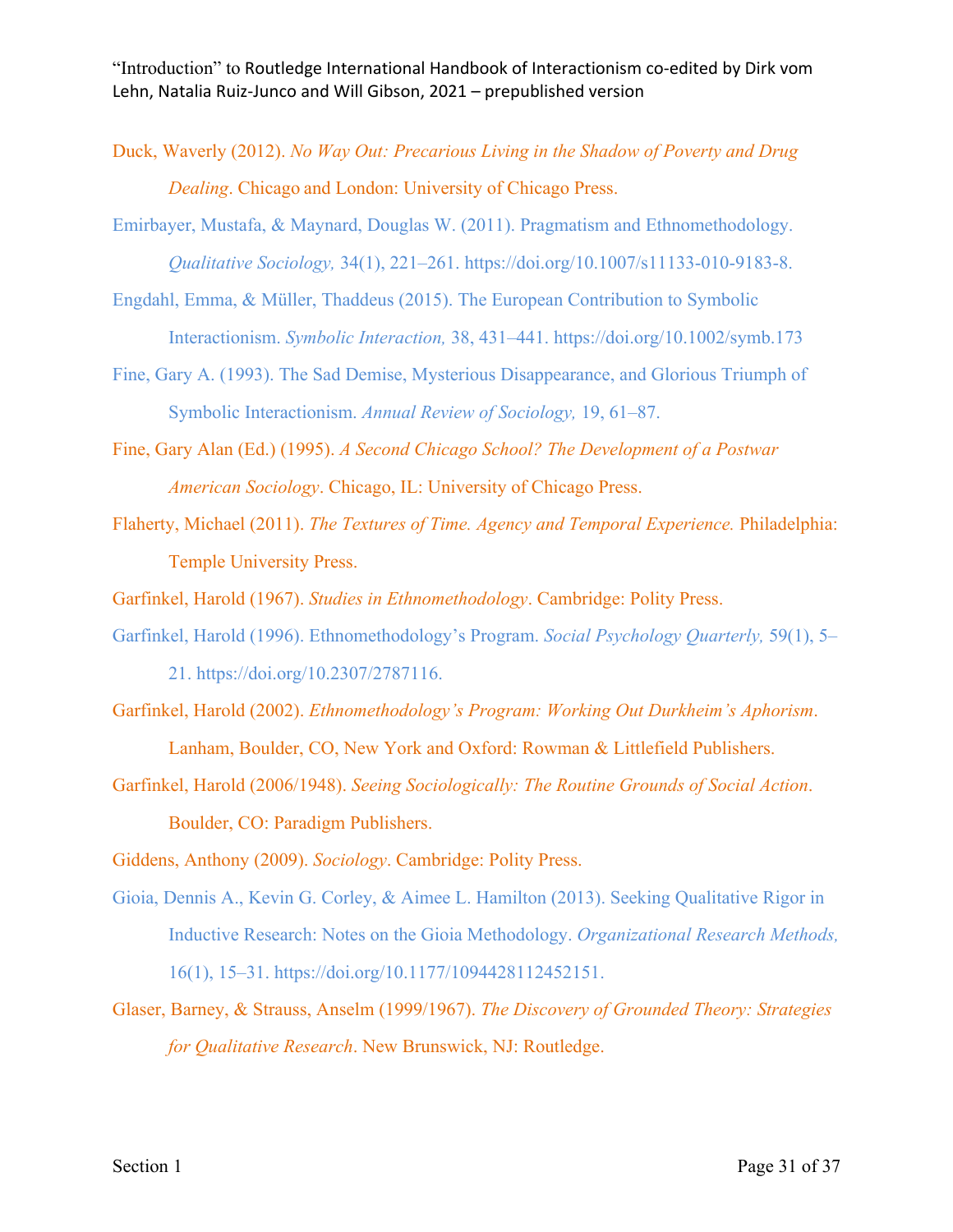Duck, Waverly (2012). *No Way Out: Precarious Living in the Shadow of Poverty and Drug Dealing*. Chicago and London: University of Chicago Press.

Emirbayer, Mustafa, & Maynard, Douglas W. (2011). Pragmatism and Ethnomethodology. *Qualitative Sociology,* 34(1), 221–261. https://doi.org/10.1007/s11133-010-9183-8.

Engdahl, Emma, & Müller, Thaddeus (2015). The European Contribution to Symbolic Interactionism. *Symbolic Interaction,* 38, 431–441. https://doi.org/10.1002/symb.173

Fine, Gary A. (1993). The Sad Demise, Mysterious Disappearance, and Glorious Triumph of Symbolic Interactionism. *Annual Review of Sociology,* 19, 61–87.

Fine, Gary Alan (Ed.) (1995). *A Second Chicago School? The Development of a Postwar American Sociology*. Chicago, IL: University of Chicago Press.

Flaherty, Michael (2011). *The Textures of Time. Agency and Temporal Experience.* Philadelphia: Temple University Press.

Garfinkel, Harold (1967). *Studies in Ethnomethodology*. Cambridge: Polity Press.

Garfinkel, Harold (1996). Ethnomethodology's Program. *Social Psychology Quarterly,* 59(1), 5–21. https://doi.org/10.2307/2787116.

Garfinkel, Harold (2002). *Ethnomethodology's Program: Working Out Durkheim's Aphorism*. Lanham, Boulder, CO, New York and Oxford: Rowman & Littlefield Publishers.

Garfinkel, Harold (2006/1948). *Seeing Sociologically: The Routine Grounds of Social Action*. Boulder, CO: Paradigm Publishers.

Giddens, Anthony (2009). *Sociology*. Cambridge: Polity Press.

Gioia, Dennis A., Kevin G. Corley, & Aimee L. Hamilton (2013). Seeking Qualitative Rigor in Inductive Research: Notes on the Gioia Methodology. *Organizational Research Methods,* 16(1), 15–31. https://doi.org/10.1177/1094428112452151.

Glaser, Barney, & Strauss, Anselm (1999/1967). *The Discovery of Grounded Theory: Strategies for Qualitative Research*. New Brunswick, NJ: Routledge.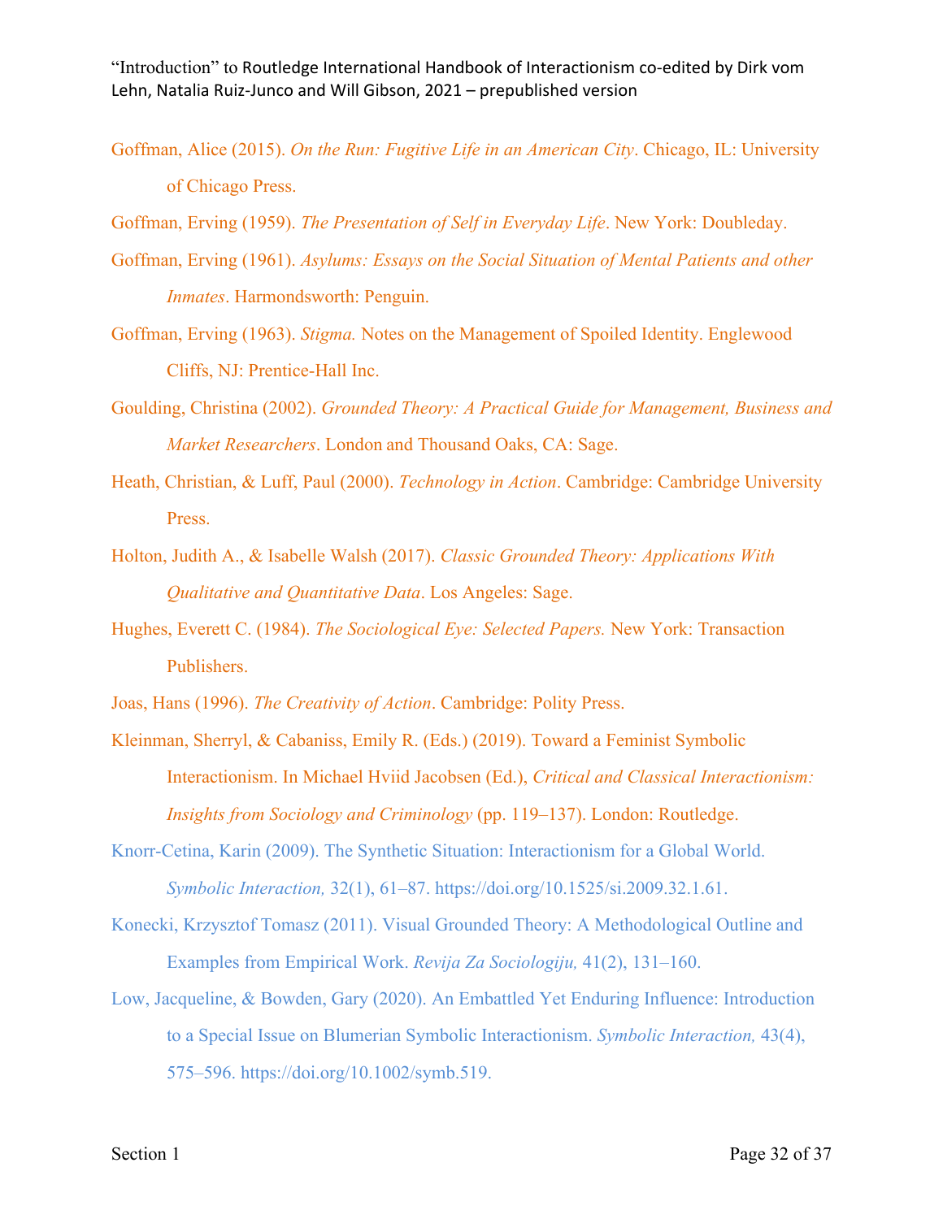Goffman, Alice (2015). *On the Run: Fugitive Life in an American City*. Chicago, IL: University of Chicago Press.

Goffman, Erving (1959). *The Presentation of Self in Everyday Life*. New York: Doubleday.

Goffman, Erving (1961). *Asylums: Essays on the Social Situation of Mental Patients and other Inmates*. Harmondsworth: Penguin.

Goffman, Erving (1963). *Stigma.* Notes on the Management of Spoiled Identity. Englewood Cliffs, NJ: Prentice-Hall Inc.

Goulding, Christina (2002). *Grounded Theory: A Practical Guide for Management, Business and Market Researchers*. London and Thousand Oaks, CA: Sage.

Heath, Christian, & Luff, Paul (2000). *Technology in Action*. Cambridge: Cambridge University Press.

Holton, Judith A., & Isabelle Walsh (2017). *Classic Grounded Theory: Applications With Qualitative and Quantitative Data*. Los Angeles: Sage.

Hughes, Everett C. (1984). *The Sociological Eye: Selected Papers.* New York: Transaction Publishers.

Joas, Hans (1996). *The Creativity of Action*. Cambridge: Polity Press.

Kleinman, Sherryl, & Cabaniss, Emily R. (Eds.) (2019). Toward a Feminist Symbolic Interactionism. In Michael Hviid Jacobsen (Ed.), *Critical and Classical Interactionism: Insights from Sociology and Criminology* (pp. 119–137). London: Routledge.

Knorr-Cetina, Karin (2009). The Synthetic Situation: Interactionism for a Global World. *Symbolic Interaction,* 32(1), 61–87. https://doi.org/10.1525/si.2009.32.1.61.

Konecki, Krzysztof Tomasz (2011). Visual Grounded Theory: A Methodological Outline and Examples from Empirical Work. *Revija Za Sociologiju,* 41(2), 131–160.

Low, Jacqueline, & Bowden, Gary (2020). An Embattled Yet Enduring Influence: Introduction to a Special Issue on Blumerian Symbolic Interactionism. *Symbolic Interaction,* 43(4), 575–596. https://doi.org/10.1002/symb.519.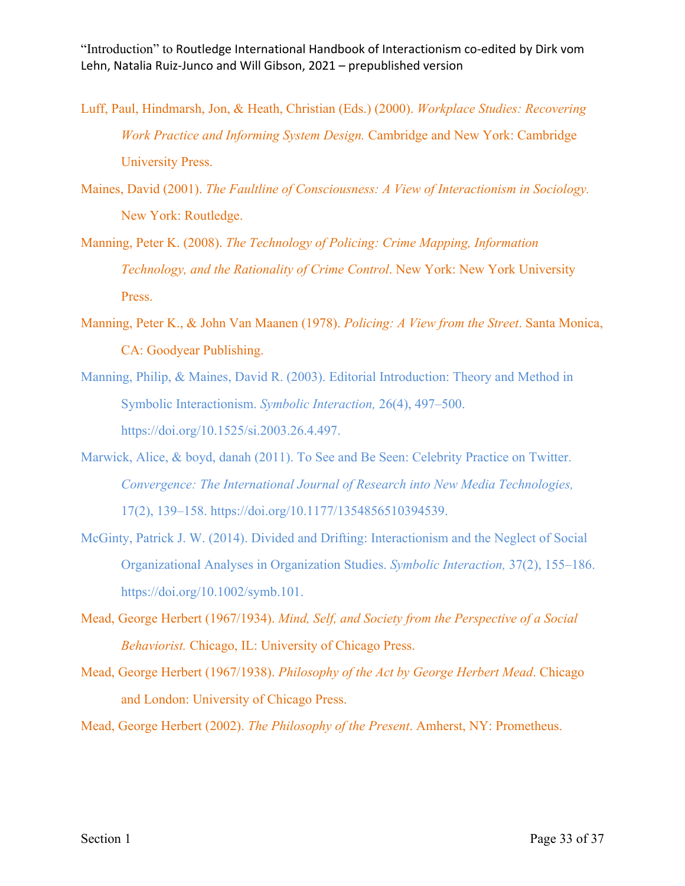Luff, Paul, Hindmarsh, Jon, & Heath, Christian (Eds.) (2000). *Workplace Studies: Recovering Work Practice and Informing System Design.* Cambridge and New York: Cambridge University Press.

Maines, David (2001). *The Faultline of Consciousness: A View of Interactionism in Sociology.* New York: Routledge.

Manning, Peter K. (2008). *The Technology of Policing: Crime Mapping, Information Technology, and the Rationality of Crime Control*. New York: New York University Press.

Manning, Peter K., & John Van Maanen (1978). *Policing: A View from the Street*. Santa Monica, CA: Goodyear Publishing.

Manning, Philip, & Maines, David R. (2003). Editorial Introduction: Theory and Method in Symbolic Interactionism. *Symbolic Interaction,* 26(4), 497–500. https://doi.org/10.1525/si.2003.26.4.497.

Marwick, Alice, & boyd, danah (2011). To See and Be Seen: Celebrity Practice on Twitter. *Convergence: The International Journal of Research into New Media Technologies,* 17(2), 139–158. https://doi.org/10.1177/1354856510394539.

McGinty, Patrick J. W. (2014). Divided and Drifting: Interactionism and the Neglect of Social Organizational Analyses in Organization Studies. *Symbolic Interaction,* 37(2), 155–186. https://doi.org/10.1002/symb.101.

Mead, George Herbert (1967/1934). *Mind, Self, and Society from the Perspective of a Social Behaviorist.* Chicago, IL: University of Chicago Press.

Mead, George Herbert (1967/1938). *Philosophy of the Act by George Herbert Mead*. Chicago and London: University of Chicago Press.

Mead, George Herbert (2002). *The Philosophy of the Present*. Amherst, NY: Prometheus.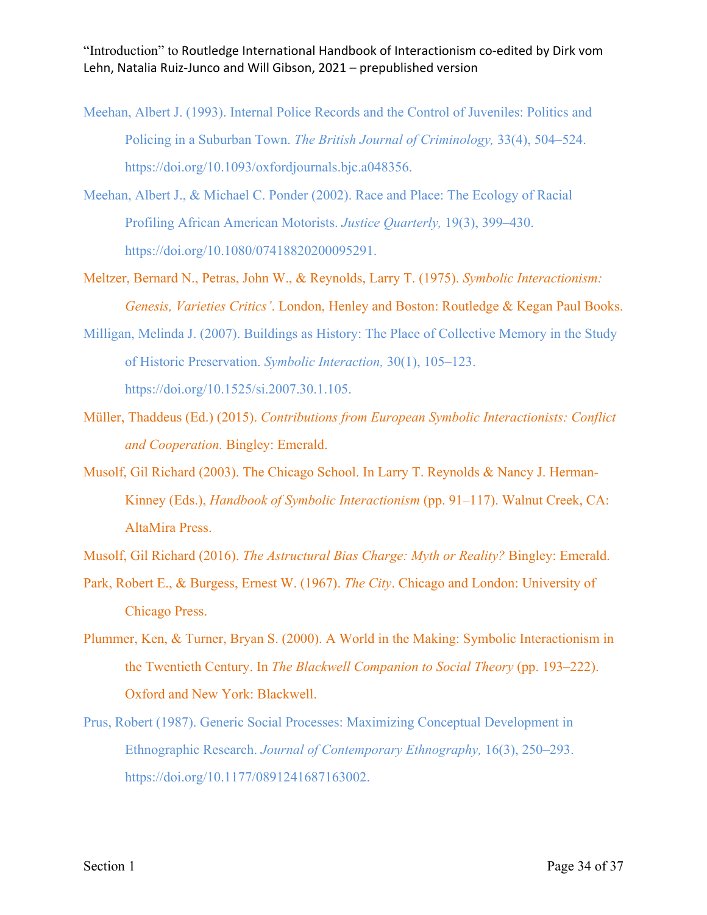Meehan, Albert J. (1993). Internal Police Records and the Control of Juveniles: Politics and Policing in a Suburban Town. *The British Journal of Criminology,* 33(4), 504–524. https://doi.org/10.1093/oxfordjournals.bjc.a048356.

Meehan, Albert J., & Michael C. Ponder (2002). Race and Place: The Ecology of Racial Profiling African American Motorists. *Justice Quarterly,* 19(3), 399–430. https://doi.org/10.1080/07418820200095291.

Meltzer, Bernard N., Petras, John W., & Reynolds, Larry T. (1975). *Symbolic Interactionism: Genesis, Varieties Critics'*. London, Henley and Boston: Routledge & Kegan Paul Books.

Milligan, Melinda J. (2007). Buildings as History: The Place of Collective Memory in the Study of Historic Preservation. *Symbolic Interaction,* 30(1), 105–123. https://doi.org/10.1525/si.2007.30.1.105.

Müller, Thaddeus (Ed.) (2015). *Contributions from European Symbolic Interactionists: Conflict and Cooperation.* Bingley: Emerald.

Musolf, Gil Richard (2003). The Chicago School. In Larry T. Reynolds & Nancy J. Herman-Kinney (Eds.), *Handbook of Symbolic Interactionism* (pp. 91–117). Walnut Creek, CA: AltaMira Press.

Musolf, Gil Richard (2016). *The Astructural Bias Charge: Myth or Reality?* Bingley: Emerald.

Park, Robert E., & Burgess, Ernest W. (1967). *The City*. Chicago and London: University of Chicago Press.

Plummer, Ken, & Turner, Bryan S. (2000). A World in the Making: Symbolic Interactionism in the Twentieth Century. In *The Blackwell Companion to Social Theory* (pp. 193–222). Oxford and New York: Blackwell.

Prus, Robert (1987). Generic Social Processes: Maximizing Conceptual Development in Ethnographic Research. *Journal of Contemporary Ethnography,* 16(3), 250–293. https://doi.org/10.1177/0891241687163002.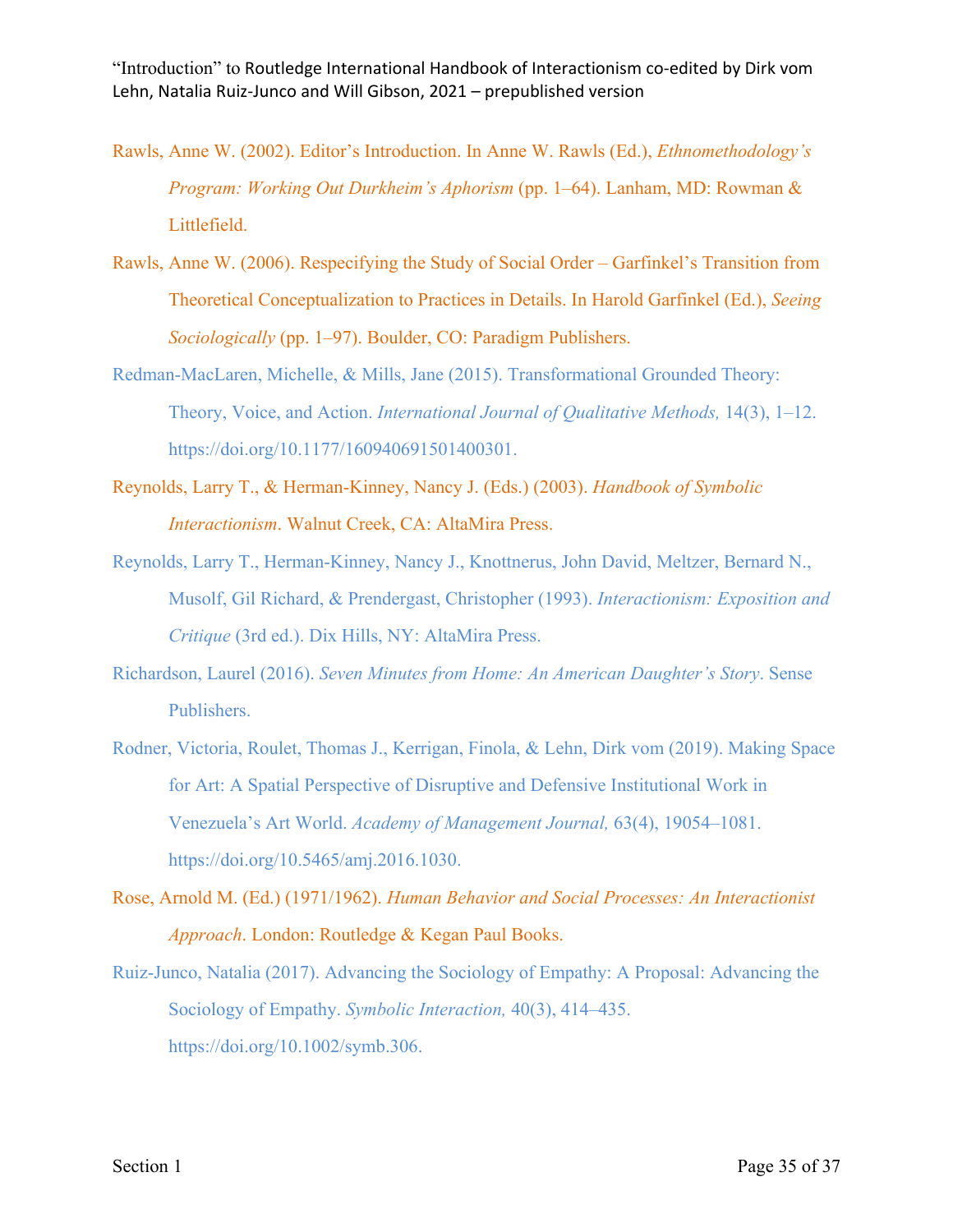Rawls, Anne W. (2002). Editor's Introduction. In Anne W. Rawls (Ed.), *Ethnomethodology's Program: Working Out Durkheim's Aphorism* (pp. 1–64). Lanham, MD: Rowman & Littlefield.

Rawls, Anne W. (2006). Respecifying the Study of Social Order – Garfinkel's Transition from Theoretical Conceptualization to Practices in Details. In Harold Garfinkel (Ed.), *Seeing Sociologically* (pp. 1–97). Boulder, CO: Paradigm Publishers.

Redman-MacLaren, Michelle, & Mills, Jane (2015). Transformational Grounded Theory: Theory, Voice, and Action. *International Journal of Qualitative Methods,* 14(3), 1–12. https://doi.org/10.1177/160940691501400301.

Reynolds, Larry T., & Herman-Kinney, Nancy J. (Eds.) (2003). *Handbook of Symbolic Interactionism*. Walnut Creek, CA: AltaMira Press.

Reynolds, Larry T., Herman-Kinney, Nancy J., Knottnerus, John David, Meltzer, Bernard N., Musolf, Gil Richard, & Prendergast, Christopher (1993). *Interactionism: Exposition and Critique* (3rd ed.). Dix Hills, NY: AltaMira Press.

Richardson, Laurel (2016). *Seven Minutes from Home: An American Daughter's Story*. Sense Publishers.

Rodner, Victoria, Roulet, Thomas J., Kerrigan, Finola, & Lehn, Dirk vom (2019). Making Space for Art: A Spatial Perspective of Disruptive and Defensive Institutional Work in Venezuela's Art World. *Academy of Management Journal,* 63(4), 19054–1081. https://doi.org/10.5465/amj.2016.1030.

Rose, Arnold M. (Ed.) (1971/1962). *Human Behavior and Social Processes: An Interactionist Approach*. London: Routledge & Kegan Paul Books.

Ruiz-Junco, Natalia (2017). Advancing the Sociology of Empathy: A Proposal: Advancing the Sociology of Empathy. *Symbolic Interaction,* 40(3), 414–435. https://doi.org/10.1002/symb.306.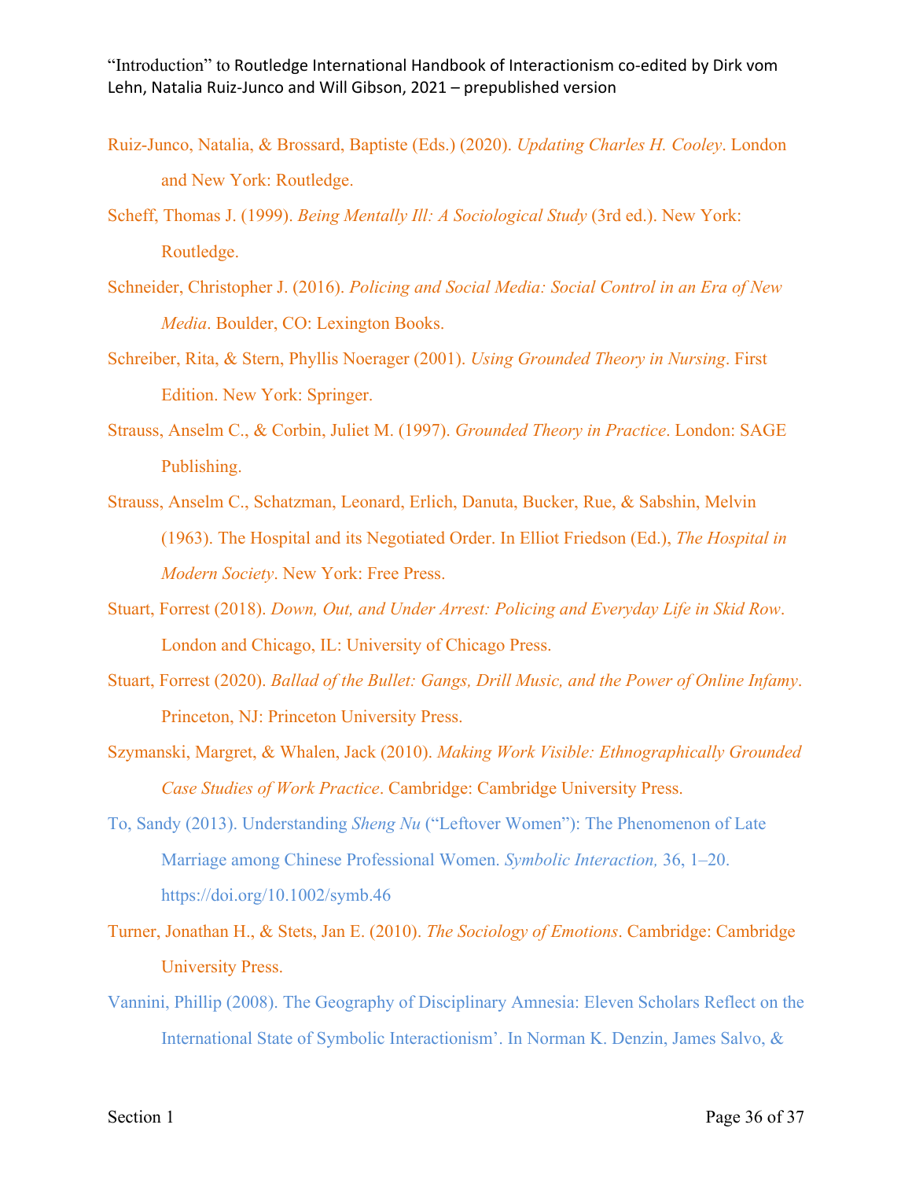Ruiz-Junco, Natalia, & Brossard, Baptiste (Eds.) (2020). *Updating Charles H. Cooley*. London and New York: Routledge.

Scheff, Thomas J. (1999). *Being Mentally Ill: A Sociological Study* (3rd ed.). New York: Routledge.

Schneider, Christopher J. (2016). *Policing and Social Media: Social Control in an Era of New Media*. Boulder, CO: Lexington Books.

Schreiber, Rita, & Stern, Phyllis Noerager (2001). *Using Grounded Theory in Nursing*. First Edition. New York: Springer.

Strauss, Anselm C., & Corbin, Juliet M. (1997). *Grounded Theory in Practice*. London: SAGE Publishing.

Strauss, Anselm C., Schatzman, Leonard, Erlich, Danuta, Bucker, Rue, & Sabshin, Melvin (1963). The Hospital and its Negotiated Order. In Elliot Friedson (Ed.), *The Hospital in Modern Society*. New York: Free Press.

Stuart, Forrest (2018). *Down, Out, and Under Arrest: Policing and Everyday Life in Skid Row*. London and Chicago, IL: University of Chicago Press.

Stuart, Forrest (2020). *Ballad of the Bullet: Gangs, Drill Music, and the Power of Online Infamy*. Princeton, NJ: Princeton University Press.

Szymanski, Margret, & Whalen, Jack (2010). *Making Work Visible: Ethnographically Grounded Case Studies of Work Practice*. Cambridge: Cambridge University Press.

To, Sandy (2013). Understanding *Sheng Nu* ("Leftover Women"): The Phenomenon of Late Marriage among Chinese Professional Women. *Symbolic Interaction,* 36, 1–20. https://doi.org/10.1002/symb.46

Turner, Jonathan H., & Stets, Jan E. (2010). *The Sociology of Emotions*. Cambridge: Cambridge University Press.

Vannini, Phillip (2008). The Geography of Disciplinary Amnesia: Eleven Scholars Reflect on the International State of Symbolic Interactionism'. In Norman K. Denzin, James Salvo, &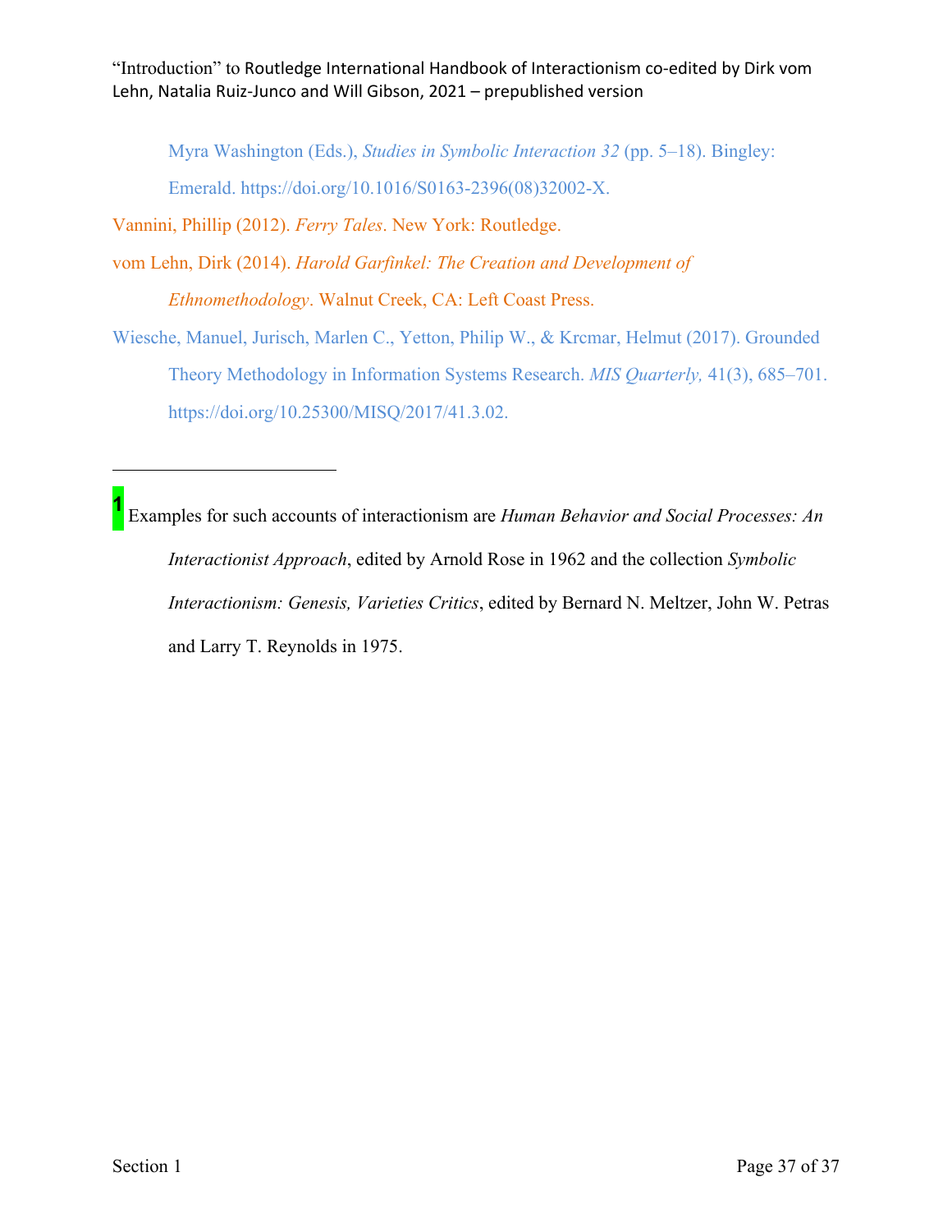Myra Washington (Eds.), *Studies in Symbolic Interaction 32* (pp. 5–18). Bingley: Emerald. https://doi.org/10.1016/S0163-2396(08)32002-X.

Vannini, Phillip (2012). *Ferry Tales*. New York: Routledge.

vom Lehn, Dirk (2014). *Harold Garfinkel: The Creation and Development of Ethnomethodology*. Walnut Creek, CA: Left Coast Press.

Wiesche, Manuel, Jurisch, Marlen C., Yetton, Philip W., & Krcmar, Helmut (2017). Grounded Theory Methodology in Information Systems Research. *MIS Quarterly,* 41(3), 685–701. https://doi.org/10.25300/MISQ/2017/41.3.02.

---

[1] Examples for such accounts of interactionism are *Human Behavior and Social Processes: An Interactionist Approach*, edited by Arnold Rose in 1962 and the collection *Symbolic Interactionism: Genesis, Varieties Critics*, edited by Bernard N. Meltzer, John W. Petras and Larry T. Reynolds in 1975.